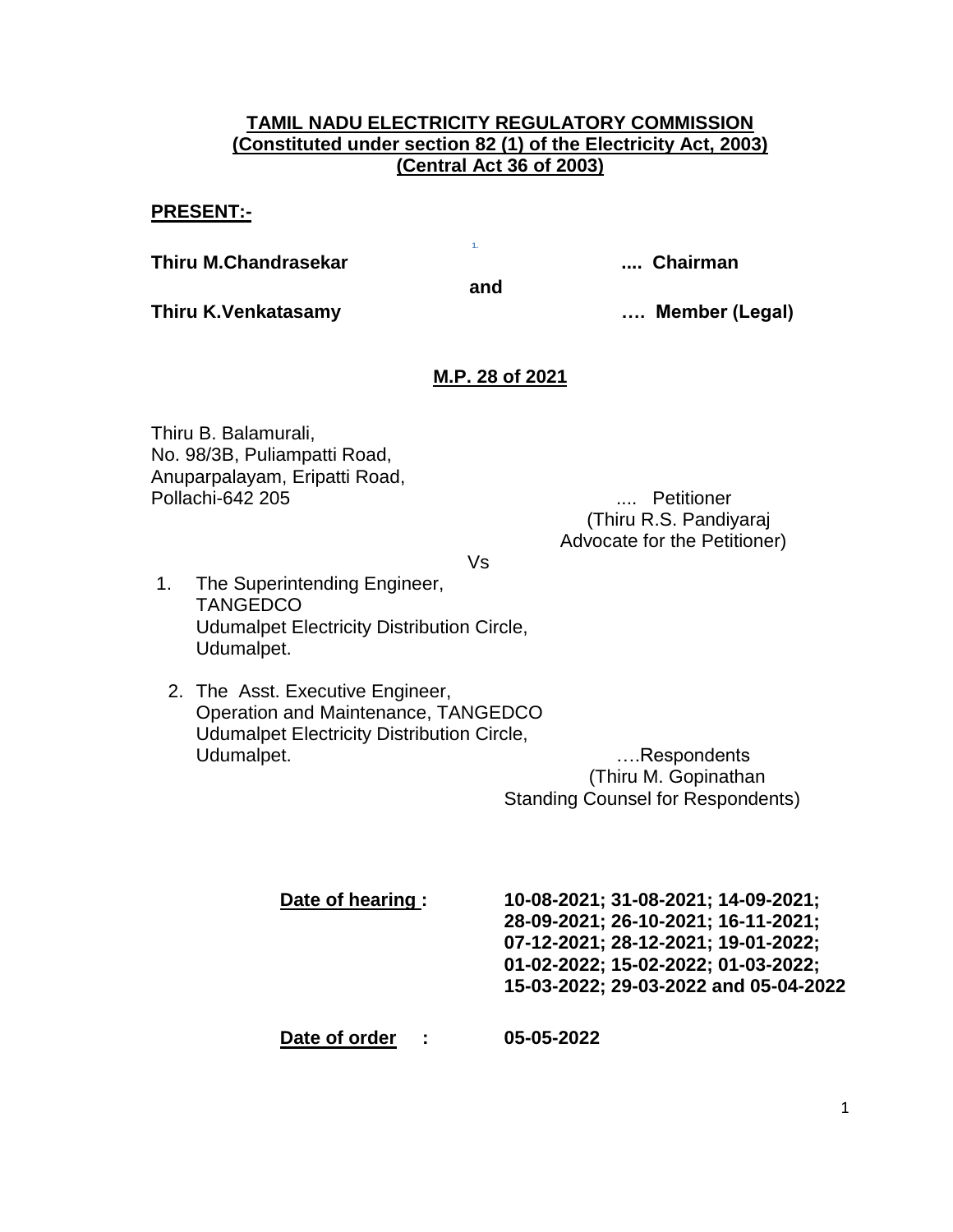**TAMIL NADU ELECTRICITY REGULATORY COMMISSION**
**(Constituted under section 82 (1) of the Electricity Act, 2003)**
**(Central Act 36 of 2003)**

**PRESENT:-**

**Thiru M.Chandrasekar** .... **Chairman**

**and**

**Thiru K.Venkatasamy** …. **Member (Legal)**

**M.P. 28 of 2021**

Thiru B. Balamurali,
No. 98/3B, Puliampatti Road,
Anuparpalayam, Eripatti Road,
Pollachi-642 205 .... Petitioner
(Thiru R.S. Pandiyaraj
Advocate for the Petitioner)

Vs

1. The Superintending Engineer,
   TANGEDCO
   Udumalpet Electricity Distribution Circle,
   Udumalpet.

2. The Asst. Executive Engineer,
   Operation and Maintenance, TANGEDCO
   Udumalpet Electricity Distribution Circle,
   Udumalpet. ….Respondents
   (Thiru M. Gopinathan
   Standing Counsel for Respondents)

**Date of hearing :** **10-08-2021; 31-08-2021; 14-09-2021; 28-09-2021; 26-10-2021; 16-11-2021; 07-12-2021; 28-12-2021; 19-01-2022; 01-02-2022; 15-02-2022; 01-03-2022; 15-03-2022; 29-03-2022 and 05-04-2022**

**Date of order :** **05-05-2022**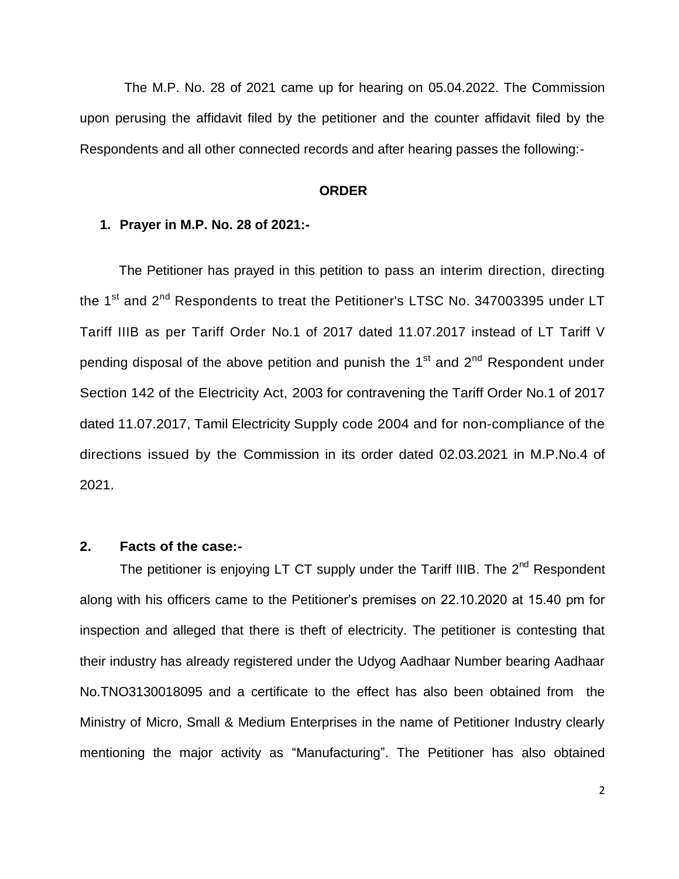The M.P. No. 28 of 2021 came up for hearing on 05.04.2022. The Commission upon perusing the affidavit filed by the petitioner and the counter affidavit filed by the Respondents and all other connected records and after hearing passes the following:-

## ORDER

### 1. Prayer in M.P. No. 28 of 2021:-

The Petitioner has prayed in this petition to pass an interim direction, directing the 1st and 2nd Respondents to treat the Petitioner's LTSC No. 347003395 under LT Tariff IIIB as per Tariff Order No.1 of 2017 dated 11.07.2017 instead of LT Tariff V pending disposal of the above petition and punish the 1st and 2nd Respondent under Section 142 of the Electricity Act, 2003 for contravening the Tariff Order No.1 of 2017 dated 11.07.2017, Tamil Electricity Supply code 2004 and for non-compliance of the directions issued by the Commission in its order dated 02.03.2021 in M.P.No.4 of 2021.

### 2. Facts of the case:-

The petitioner is enjoying LT CT supply under the Tariff IIIB. The 2nd Respondent along with his officers came to the Petitioner's premises on 22.10.2020 at 15.40 pm for inspection and alleged that there is theft of electricity. The petitioner is contesting that their industry has already registered under the Udyog Aadhaar Number bearing Aadhaar No.TNO3130018095 and a certificate to the effect has also been obtained from the Ministry of Micro, Small & Medium Enterprises in the name of Petitioner Industry clearly mentioning the major activity as "Manufacturing". The Petitioner has also obtained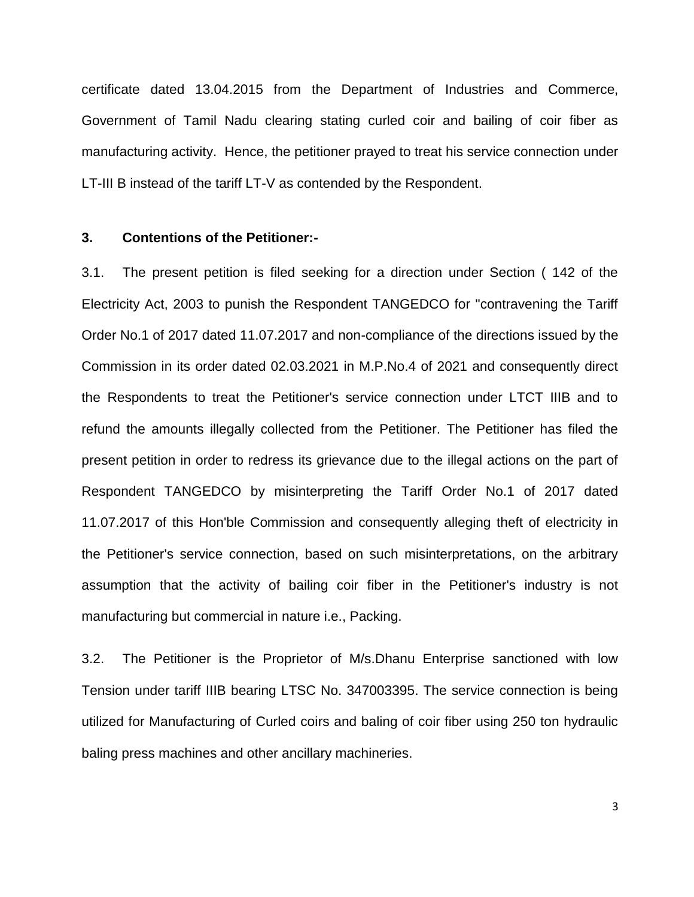certificate dated 13.04.2015 from the Department of Industries and Commerce, Government of Tamil Nadu clearing stating curled coir and bailing of coir fiber as manufacturing activity. Hence, the petitioner prayed to treat his service connection under LT-III B instead of the tariff LT-V as contended by the Respondent.

**3. Contentions of the Petitioner:-**

3.1. The present petition is filed seeking for a direction under Section ( 142 of the Electricity Act, 2003 to punish the Respondent TANGEDCO for "contravening the Tariff Order No.1 of 2017 dated 11.07.2017 and non-compliance of the directions issued by the Commission in its order dated 02.03.2021 in M.P.No.4 of 2021 and consequently direct the Respondents to treat the Petitioner's service connection under LTCT IIIB and to refund the amounts illegally collected from the Petitioner. The Petitioner has filed the present petition in order to redress its grievance due to the illegal actions on the part of Respondent TANGEDCO by misinterpreting the Tariff Order No.1 of 2017 dated 11.07.2017 of this Hon'ble Commission and consequently alleging theft of electricity in the Petitioner's service connection, based on such misinterpretations, on the arbitrary assumption that the activity of bailing coir fiber in the Petitioner's industry is not manufacturing but commercial in nature i.e., Packing.

3.2. The Petitioner is the Proprietor of M/s.Dhanu Enterprise sanctioned with low Tension under tariff IIIB bearing LTSC No. 347003395. The service connection is being utilized for Manufacturing of Curled coirs and baling of coir fiber using 250 ton hydraulic baling press machines and other ancillary machineries.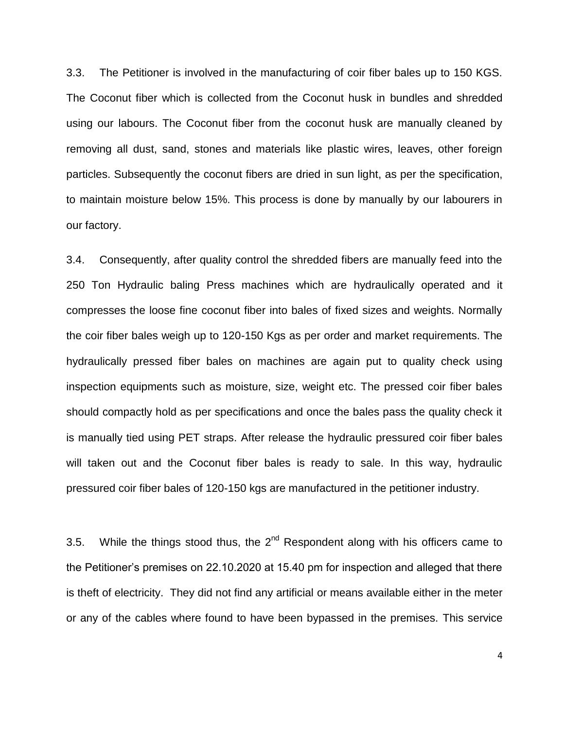3.3. The Petitioner is involved in the manufacturing of coir fiber bales up to 150 KGS. The Coconut fiber which is collected from the Coconut husk in bundles and shredded using our labours. The Coconut fiber from the coconut husk are manually cleaned by removing all dust, sand, stones and materials like plastic wires, leaves, other foreign particles. Subsequently the coconut fibers are dried in sun light, as per the specification, to maintain moisture below 15%. This process is done by manually by our labourers in our factory.

3.4. Consequently, after quality control the shredded fibers are manually feed into the 250 Ton Hydraulic baling Press machines which are hydraulically operated and it compresses the loose fine coconut fiber into bales of fixed sizes and weights. Normally the coir fiber bales weigh up to 120-150 Kgs as per order and market requirements. The hydraulically pressed fiber bales on machines are again put to quality check using inspection equipments such as moisture, size, weight etc. The pressed coir fiber bales should compactly hold as per specifications and once the bales pass the quality check it is manually tied using PET straps. After release the hydraulic pressured coir fiber bales will taken out and the Coconut fiber bales is ready to sale. In this way, hydraulic pressured coir fiber bales of 120-150 kgs are manufactured in the petitioner industry.

3.5. While the things stood thus, the 2nd Respondent along with his officers came to the Petitioner's premises on 22.10.2020 at 15.40 pm for inspection and alleged that there is theft of electricity. They did not find any artificial or means available either in the meter or any of the cables where found to have been bypassed in the premises. This service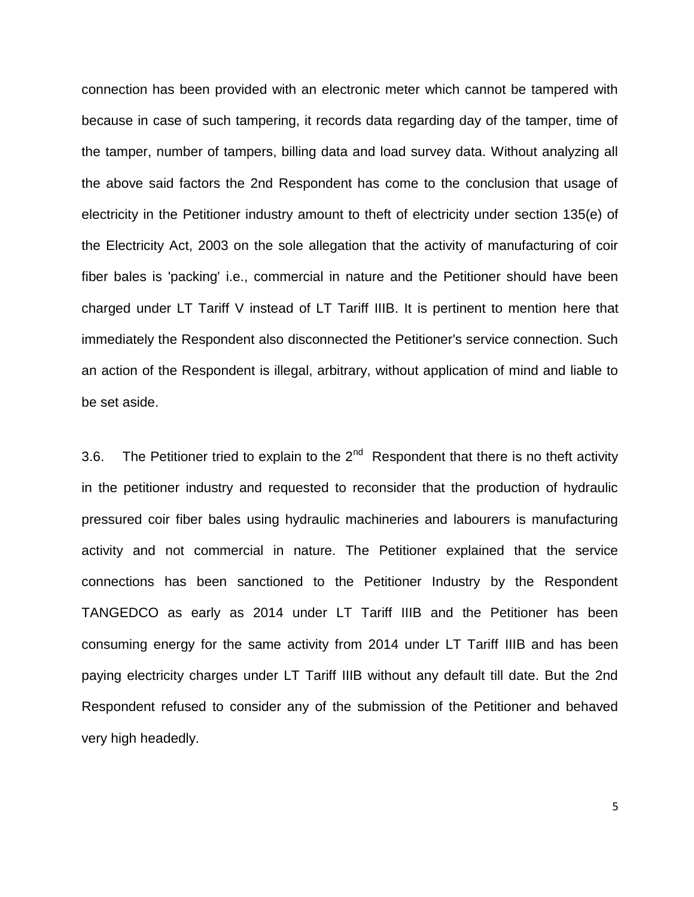connection has been provided with an electronic meter which cannot be tampered with because in case of such tampering, it records data regarding day of the tamper, time of the tamper, number of tampers, billing data and load survey data. Without analyzing all the above said factors the 2nd Respondent has come to the conclusion that usage of electricity in the Petitioner industry amount to theft of electricity under section 135(e) of the Electricity Act, 2003 on the sole allegation that the activity of manufacturing of coir fiber bales is 'packing' i.e., commercial in nature and the Petitioner should have been charged under LT Tariff V instead of LT Tariff IIIB. It is pertinent to mention here that immediately the Respondent also disconnected the Petitioner's service connection. Such an action of the Respondent is illegal, arbitrary, without application of mind and liable to be set aside.

3.6. The Petitioner tried to explain to the 2nd Respondent that there is no theft activity in the petitioner industry and requested to reconsider that the production of hydraulic pressured coir fiber bales using hydraulic machineries and labourers is manufacturing activity and not commercial in nature. The Petitioner explained that the service connections has been sanctioned to the Petitioner Industry by the Respondent TANGEDCO as early as 2014 under LT Tariff IIIB and the Petitioner has been consuming energy for the same activity from 2014 under LT Tariff IIIB and has been paying electricity charges under LT Tariff IIIB without any default till date. But the 2nd Respondent refused to consider any of the submission of the Petitioner and behaved very high headedly.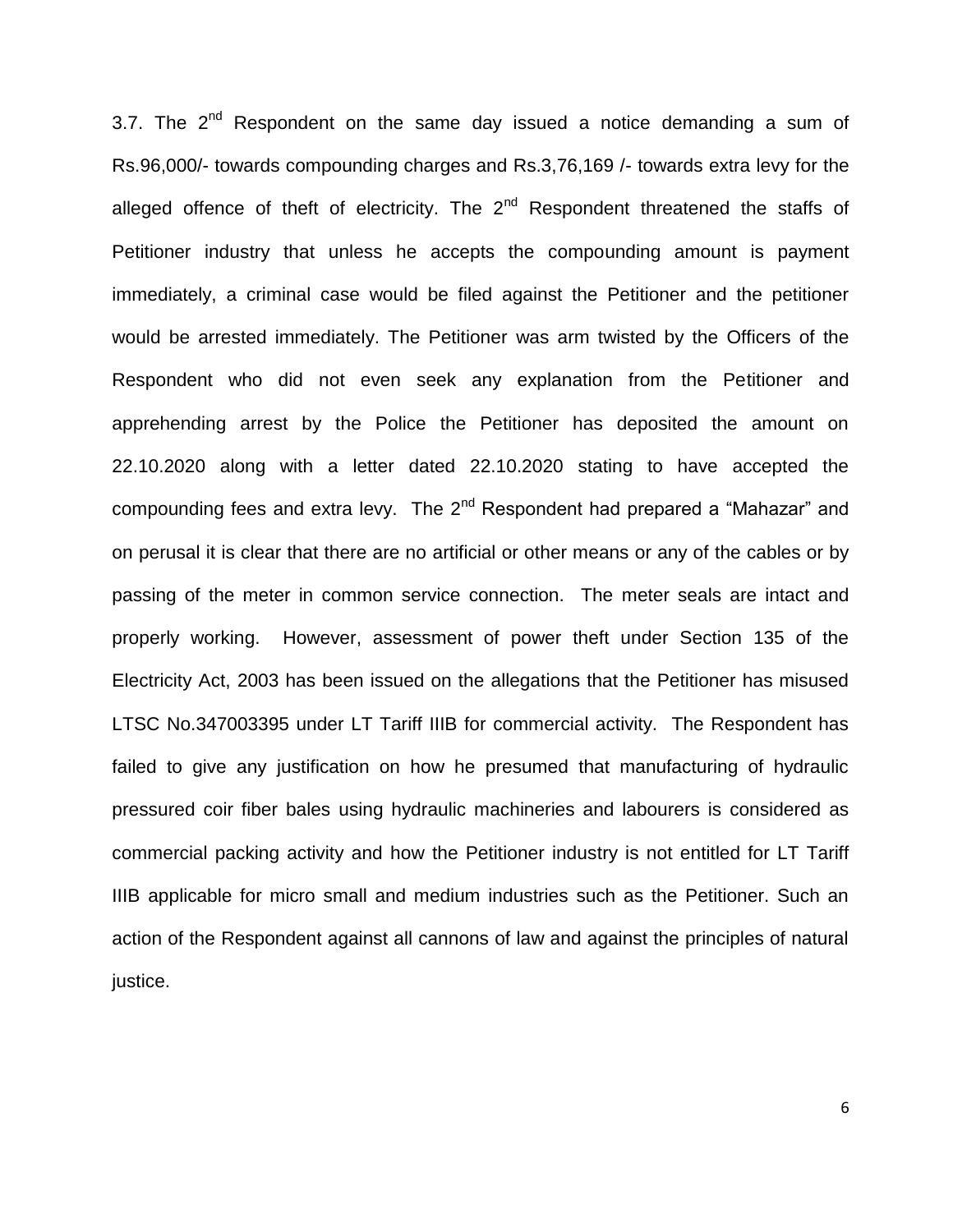3.7. The 2nd Respondent on the same day issued a notice demanding a sum of Rs.96,000/- towards compounding charges and Rs.3,76,169 /- towards extra levy for the alleged offence of theft of electricity. The 2nd Respondent threatened the staffs of Petitioner industry that unless he accepts the compounding amount is payment immediately, a criminal case would be filed against the Petitioner and the petitioner would be arrested immediately. The Petitioner was arm twisted by the Officers of the Respondent who did not even seek any explanation from the Petitioner and apprehending arrest by the Police the Petitioner has deposited the amount on 22.10.2020 along with a letter dated 22.10.2020 stating to have accepted the compounding fees and extra levy. The 2nd Respondent had prepared a "Mahazar" and on perusal it is clear that there are no artificial or other means or any of the cables or by passing of the meter in common service connection. The meter seals are intact and properly working. However, assessment of power theft under Section 135 of the Electricity Act, 2003 has been issued on the allegations that the Petitioner has misused LTSC No.347003395 under LT Tariff IIIB for commercial activity. The Respondent has failed to give any justification on how he presumed that manufacturing of hydraulic pressured coir fiber bales using hydraulic machineries and labourers is considered as commercial packing activity and how the Petitioner industry is not entitled for LT Tariff IIIB applicable for micro small and medium industries such as the Petitioner. Such an action of the Respondent against all cannons of law and against the principles of natural justice.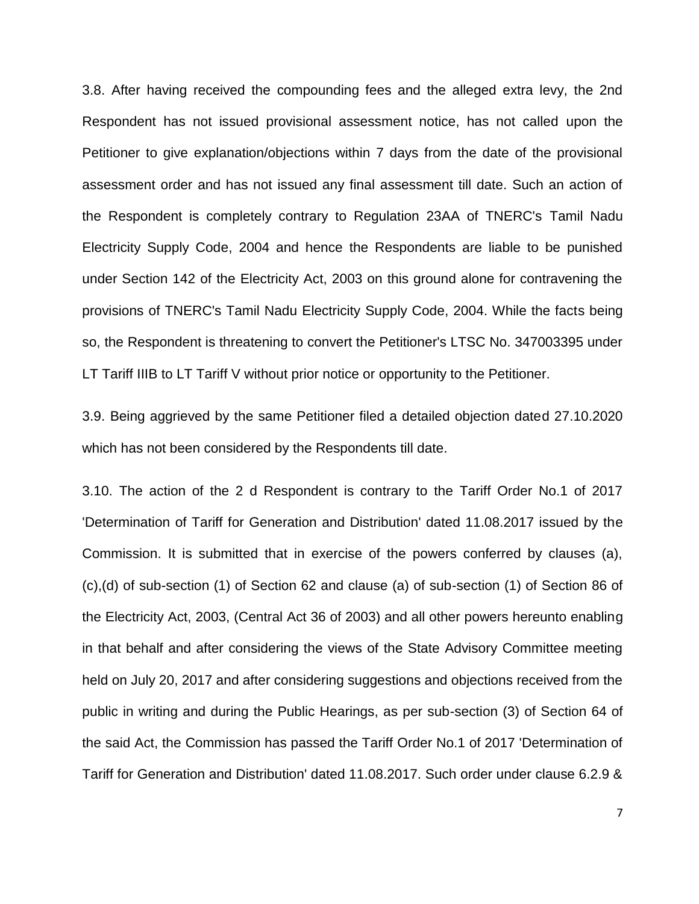3.8. After having received the compounding fees and the alleged extra levy, the 2nd Respondent has not issued provisional assessment notice, has not called upon the Petitioner to give explanation/objections within 7 days from the date of the provisional assessment order and has not issued any final assessment till date. Such an action of the Respondent is completely contrary to Regulation 23AA of TNERC's Tamil Nadu Electricity Supply Code, 2004 and hence the Respondents are liable to be punished under Section 142 of the Electricity Act, 2003 on this ground alone for contravening the provisions of TNERC's Tamil Nadu Electricity Supply Code, 2004. While the facts being so, the Respondent is threatening to convert the Petitioner's LTSC No. 347003395 under LT Tariff IIIB to LT Tariff V without prior notice or opportunity to the Petitioner.

3.9. Being aggrieved by the same Petitioner filed a detailed objection dated 27.10.2020 which has not been considered by the Respondents till date.

3.10. The action of the 2 d Respondent is contrary to the Tariff Order No.1 of 2017 'Determination of Tariff for Generation and Distribution' dated 11.08.2017 issued by the Commission. It is submitted that in exercise of the powers conferred by clauses (a), (c),(d) of sub-section (1) of Section 62 and clause (a) of sub-section (1) of Section 86 of the Electricity Act, 2003, (Central Act 36 of 2003) and all other powers hereunto enabling in that behalf and after considering the views of the State Advisory Committee meeting held on July 20, 2017 and after considering suggestions and objections received from the public in writing and during the Public Hearings, as per sub-section (3) of Section 64 of the said Act, the Commission has passed the Tariff Order No.1 of 2017 'Determination of Tariff for Generation and Distribution' dated 11.08.2017. Such order under clause 6.2.9 &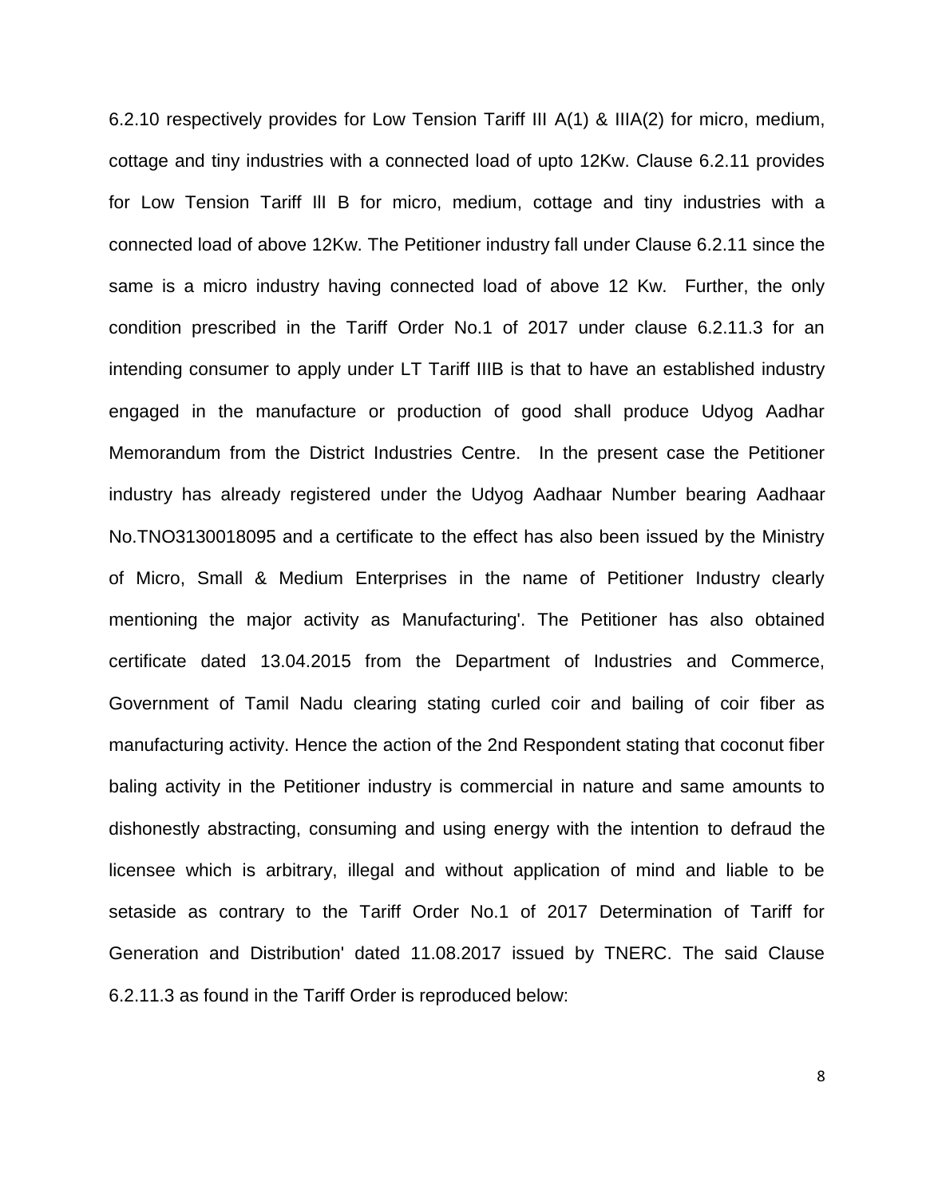6.2.10 respectively provides for Low Tension Tariff III A(1) & IIIA(2) for micro, medium, cottage and tiny industries with a connected load of upto 12Kw. Clause 6.2.11 provides for Low Tension Tariff III B for micro, medium, cottage and tiny industries with a connected load of above 12Kw. The Petitioner industry fall under Clause 6.2.11 since the same is a micro industry having connected load of above 12 Kw. Further, the only condition prescribed in the Tariff Order No.1 of 2017 under clause 6.2.11.3 for an intending consumer to apply under LT Tariff IIIB is that to have an established industry engaged in the manufacture or production of good shall produce Udyog Aadhar Memorandum from the District Industries Centre. In the present case the Petitioner industry has already registered under the Udyog Aadhaar Number bearing Aadhaar No.TNO3130018095 and a certificate to the effect has also been issued by the Ministry of Micro, Small & Medium Enterprises in the name of Petitioner Industry clearly mentioning the major activity as Manufacturing'. The Petitioner has also obtained certificate dated 13.04.2015 from the Department of Industries and Commerce, Government of Tamil Nadu clearing stating curled coir and bailing of coir fiber as manufacturing activity. Hence the action of the 2nd Respondent stating that coconut fiber baling activity in the Petitioner industry is commercial in nature and same amounts to dishonestly abstracting, consuming and using energy with the intention to defraud the licensee which is arbitrary, illegal and without application of mind and liable to be setaside as contrary to the Tariff Order No.1 of 2017 Determination of Tariff for Generation and Distribution' dated 11.08.2017 issued by TNERC. The said Clause 6.2.11.3 as found in the Tariff Order is reproduced below: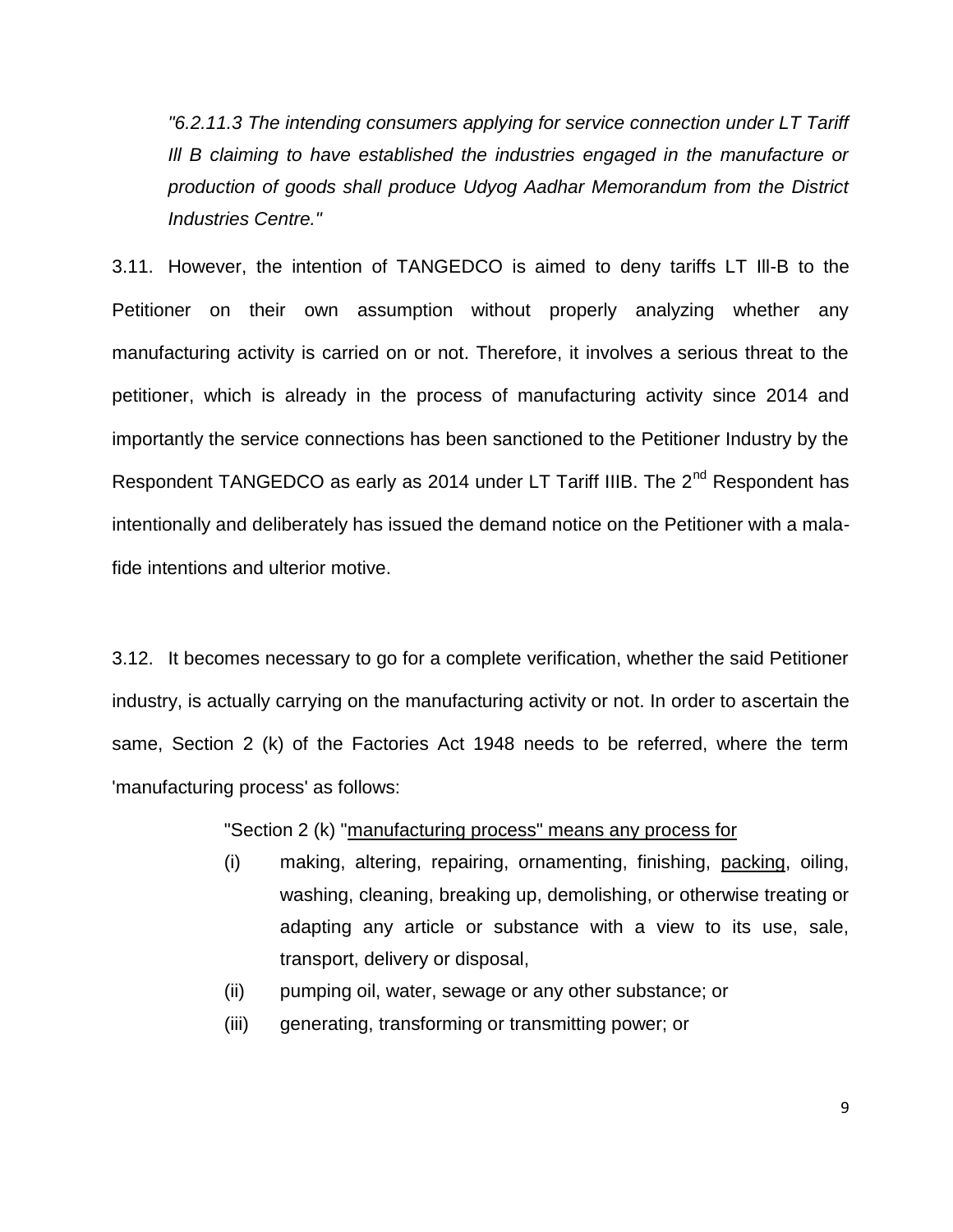*"6.2.11.3 The intending consumers applying for service connection under LT Tariff Ill B claiming to have established the industries engaged in the manufacture or production of goods shall produce Udyog Aadhar Memorandum from the District Industries Centre."*

3.11. However, the intention of TANGEDCO is aimed to deny tariffs LT Ill-B to the Petitioner on their own assumption without properly analyzing whether any manufacturing activity is carried on or not. Therefore, it involves a serious threat to the petitioner, which is already in the process of manufacturing activity since 2014 and importantly the service connections has been sanctioned to the Petitioner Industry by the Respondent TANGEDCO as early as 2014 under LT Tariff IIIB. The 2nd Respondent has intentionally and deliberately has issued the demand notice on the Petitioner with a mala-fide intentions and ulterior motive.

3.12. It becomes necessary to go for a complete verification, whether the said Petitioner industry, is actually carrying on the manufacturing activity or not. In order to ascertain the same, Section 2 (k) of the Factories Act 1948 needs to be referred, where the term 'manufacturing process' as follows:

> "Section 2 (k) "<u>manufacturing process" means any process for</u>
>
> (i) making, altering, repairing, ornamenting, finishing, <u>packing</u>, oiling, washing, cleaning, breaking up, demolishing, or otherwise treating or adapting any article or substance with a view to its use, sale, transport, delivery or disposal,
>
> (ii) pumping oil, water, sewage or any other substance; or
>
> (iii) generating, transforming or transmitting power; or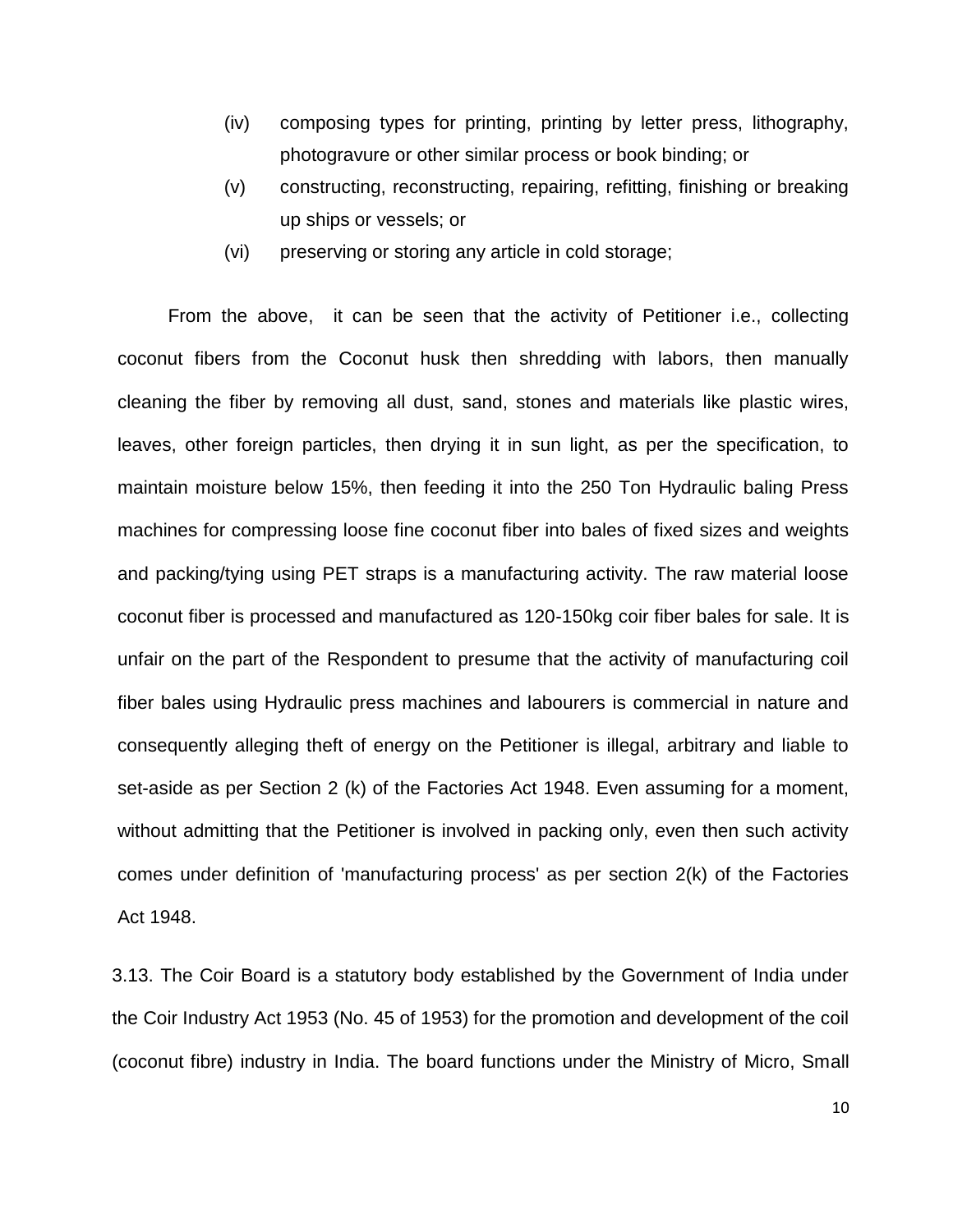(iv) composing types for printing, printing by letter press, lithography, photogravure or other similar process or book binding; or

(v) constructing, reconstructing, repairing, refitting, finishing or breaking up ships or vessels; or

(vi) preserving or storing any article in cold storage;

From the above, it can be seen that the activity of Petitioner i.e., collecting coconut fibers from the Coconut husk then shredding with labors, then manually cleaning the fiber by removing all dust, sand, stones and materials like plastic wires, leaves, other foreign particles, then drying it in sun light, as per the specification, to maintain moisture below 15%, then feeding it into the 250 Ton Hydraulic baling Press machines for compressing loose fine coconut fiber into bales of fixed sizes and weights and packing/tying using PET straps is a manufacturing activity. The raw material loose coconut fiber is processed and manufactured as 120-150kg coir fiber bales for sale. It is unfair on the part of the Respondent to presume that the activity of manufacturing coil fiber bales using Hydraulic press machines and labourers is commercial in nature and consequently alleging theft of energy on the Petitioner is illegal, arbitrary and liable to set-aside as per Section 2 (k) of the Factories Act 1948. Even assuming for a moment, without admitting that the Petitioner is involved in packing only, even then such activity comes under definition of 'manufacturing process' as per section 2(k) of the Factories Act 1948.

3.13. The Coir Board is a statutory body established by the Government of India under the Coir Industry Act 1953 (No. 45 of 1953) for the promotion and development of the coil (coconut fibre) industry in India. The board functions under the Ministry of Micro, Small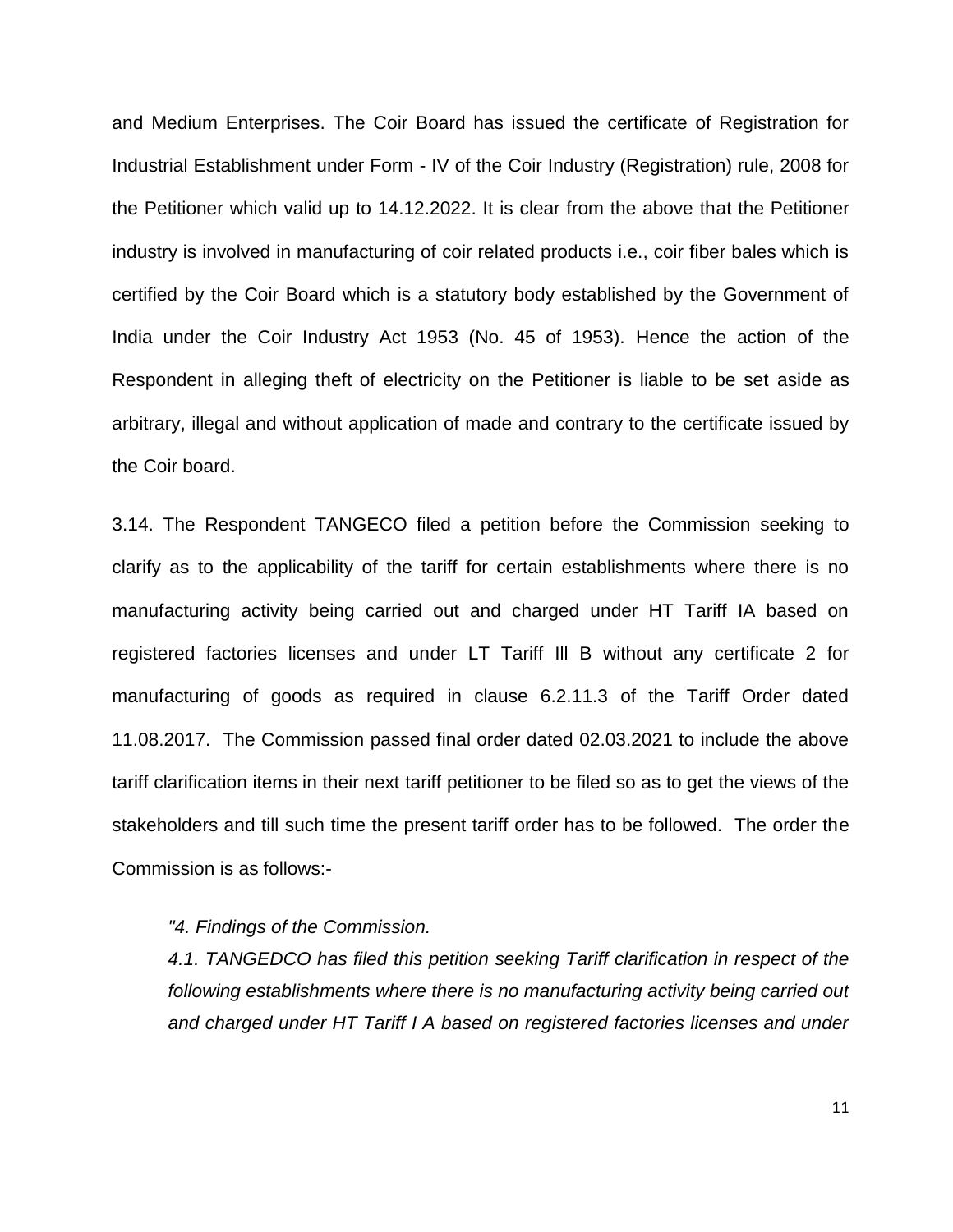and Medium Enterprises. The Coir Board has issued the certificate of Registration for Industrial Establishment under Form - IV of the Coir Industry (Registration) rule, 2008 for the Petitioner which valid up to 14.12.2022. It is clear from the above that the Petitioner industry is involved in manufacturing of coir related products i.e., coir fiber bales which is certified by the Coir Board which is a statutory body established by the Government of India under the Coir Industry Act 1953 (No. 45 of 1953). Hence the action of the Respondent in alleging theft of electricity on the Petitioner is liable to be set aside as arbitrary, illegal and without application of made and contrary to the certificate issued by the Coir board.

3.14. The Respondent TANGECO filed a petition before the Commission seeking to clarify as to the applicability of the tariff for certain establishments where there is no manufacturing activity being carried out and charged under HT Tariff IA based on registered factories licenses and under LT Tariff Ill B without any certificate 2 for manufacturing of goods as required in clause 6.2.11.3 of the Tariff Order dated 11.08.2017. The Commission passed final order dated 02.03.2021 to include the above tariff clarification items in their next tariff petitioner to be filed so as to get the views of the stakeholders and till such time the present tariff order has to be followed. The order the Commission is as follows:-

> *"4. Findings of the Commission.*
>
> *4.1. TANGEDCO has filed this petition seeking Tariff clarification in respect of the following establishments where there is no manufacturing activity being carried out and charged under HT Tariff I A based on registered factories licenses and under*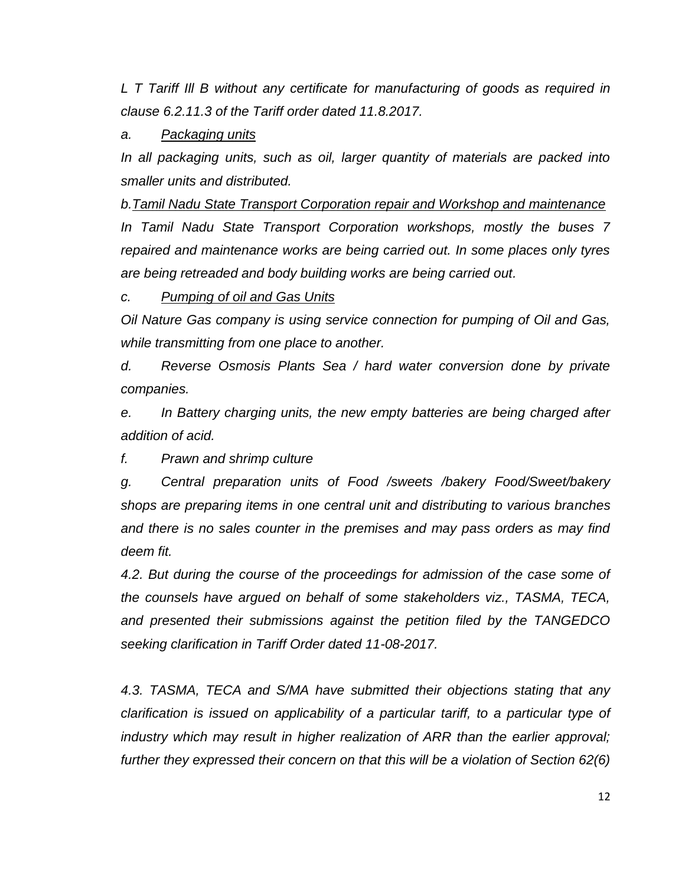*L T Tariff Ill B without any certificate for manufacturing of goods as required in clause 6.2.11.3 of the Tariff order dated 11.8.2017.*

*a. <u>Packaging units</u>*

*In all packaging units, such as oil, larger quantity of materials are packed into smaller units and distributed.*

*b.<u>Tamil Nadu State Transport Corporation repair and Workshop and maintenance</u>*

*In Tamil Nadu State Transport Corporation workshops, mostly the buses 7 repaired and maintenance works are being carried out. In some places only tyres are being retreaded and body building works are being carried out.*

*c. <u>Pumping of oil and Gas Units</u>*

*Oil Nature Gas company is using service connection for pumping of Oil and Gas, while transmitting from one place to another.*

*d. Reverse Osmosis Plants Sea / hard water conversion done by private companies.*

*e. In Battery charging units, the new empty batteries are being charged after addition of acid.*

*f. Prawn and shrimp culture*

*g. Central preparation units of Food /sweets /bakery Food/Sweet/bakery shops are preparing items in one central unit and distributing to various branches and there is no sales counter in the premises and may pass orders as may find deem fit.*

*4.2. But during the course of the proceedings for admission of the case some of the counsels have argued on behalf of some stakeholders viz., TASMA, TECA, and presented their submissions against the petition filed by the TANGEDCO seeking clarification in Tariff Order dated 11-08-2017.*

*4.3. TASMA, TECA and S/MA have submitted their objections stating that any clarification is issued on applicability of a particular tariff, to a particular type of industry which may result in higher realization of ARR than the earlier approval; further they expressed their concern on that this will be a violation of Section 62(6)*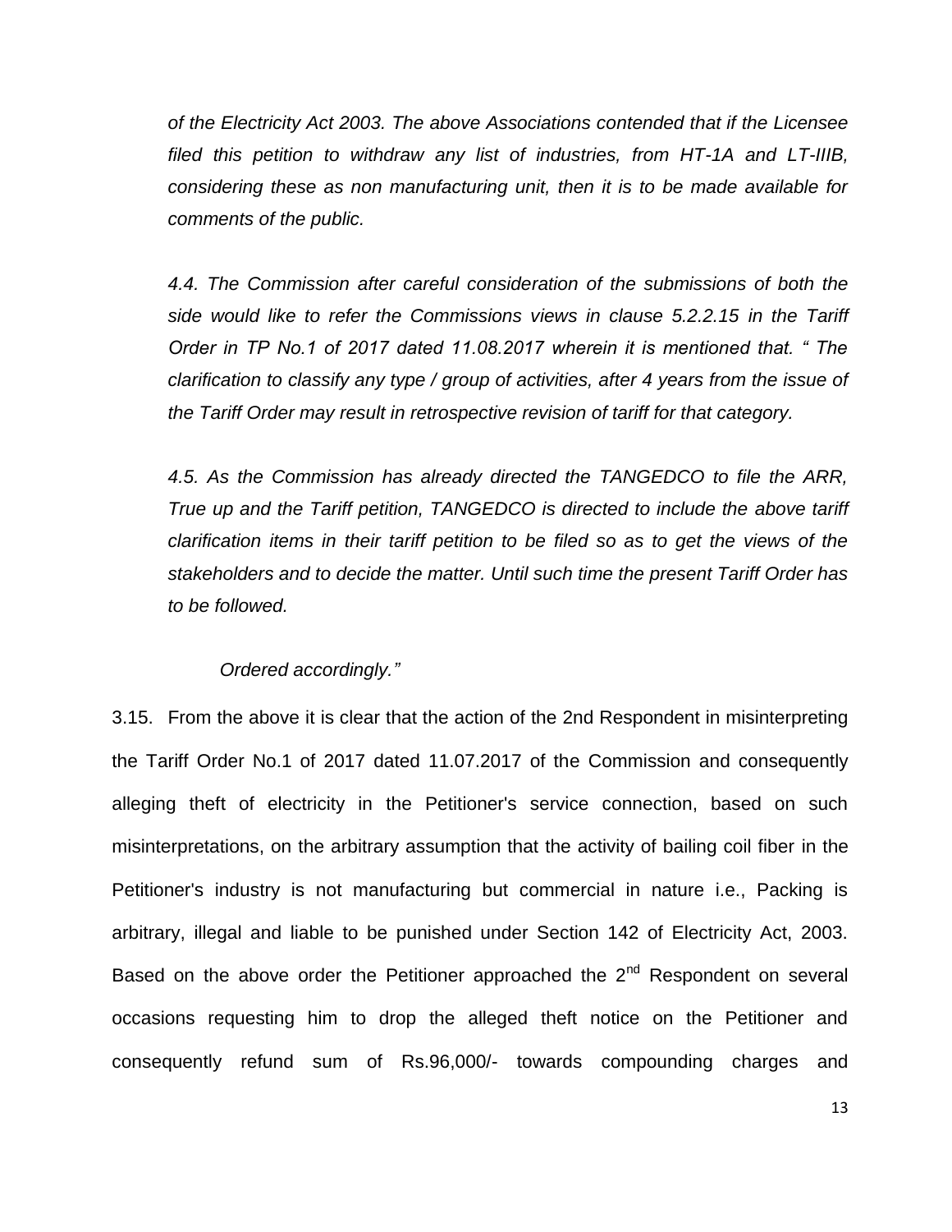*of the Electricity Act 2003. The above Associations contended that if the Licensee filed this petition to withdraw any list of industries, from HT-1A and LT-IIIB, considering these as non manufacturing unit, then it is to be made available for comments of the public.*

*4.4. The Commission after careful consideration of the submissions of both the side would like to refer the Commissions views in clause 5.2.2.15 in the Tariff Order in TP No.1 of 2017 dated 11.08.2017 wherein it is mentioned that. " The clarification to classify any type / group of activities, after 4 years from the issue of the Tariff Order may result in retrospective revision of tariff for that category.*

*4.5. As the Commission has already directed the TANGEDCO to file the ARR, True up and the Tariff petition, TANGEDCO is directed to include the above tariff clarification items in their tariff petition to be filed so as to get the views of the stakeholders and to decide the matter. Until such time the present Tariff Order has to be followed.*

*Ordered accordingly."*

3.15. From the above it is clear that the action of the 2nd Respondent in misinterpreting the Tariff Order No.1 of 2017 dated 11.07.2017 of the Commission and consequently alleging theft of electricity in the Petitioner's service connection, based on such misinterpretations, on the arbitrary assumption that the activity of bailing coil fiber in the Petitioner's industry is not manufacturing but commercial in nature i.e., Packing is arbitrary, illegal and liable to be punished under Section 142 of Electricity Act, 2003. Based on the above order the Petitioner approached the 2nd Respondent on several occasions requesting him to drop the alleged theft notice on the Petitioner and consequently refund sum of Rs.96,000/- towards compounding charges and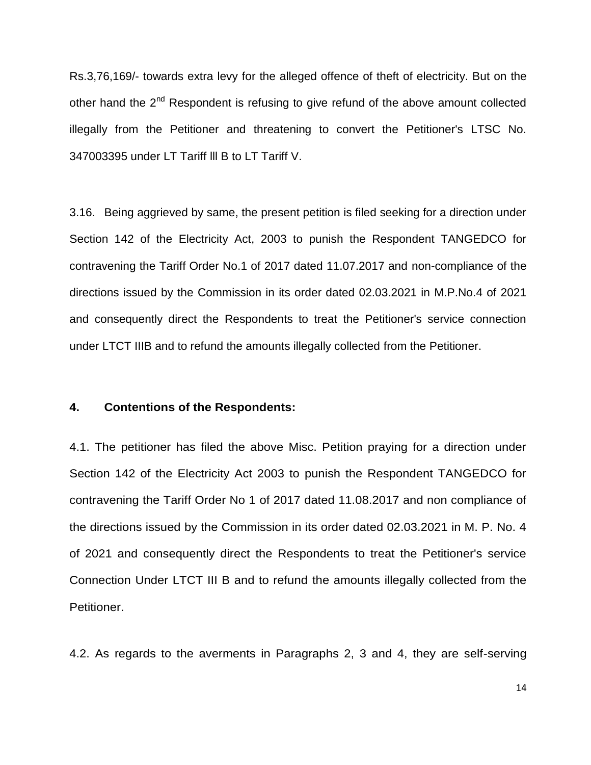Rs.3,76,169/- towards extra levy for the alleged offence of theft of electricity. But on the other hand the 2nd Respondent is refusing to give refund of the above amount collected illegally from the Petitioner and threatening to convert the Petitioner's LTSC No. 347003395 under LT Tariff lll B to LT Tariff V.

3.16. Being aggrieved by same, the present petition is filed seeking for a direction under Section 142 of the Electricity Act, 2003 to punish the Respondent TANGEDCO for contravening the Tariff Order No.1 of 2017 dated 11.07.2017 and non-compliance of the directions issued by the Commission in its order dated 02.03.2021 in M.P.No.4 of 2021 and consequently direct the Respondents to treat the Petitioner's service connection under LTCT IIIB and to refund the amounts illegally collected from the Petitioner.

**4. Contentions of the Respondents:**

4.1. The petitioner has filed the above Misc. Petition praying for a direction under Section 142 of the Electricity Act 2003 to punish the Respondent TANGEDCO for contravening the Tariff Order No 1 of 2017 dated 11.08.2017 and non compliance of the directions issued by the Commission in its order dated 02.03.2021 in M. P. No. 4 of 2021 and consequently direct the Respondents to treat the Petitioner's service Connection Under LTCT III B and to refund the amounts illegally collected from the Petitioner.

4.2. As regards to the averments in Paragraphs 2, 3 and 4, they are self-serving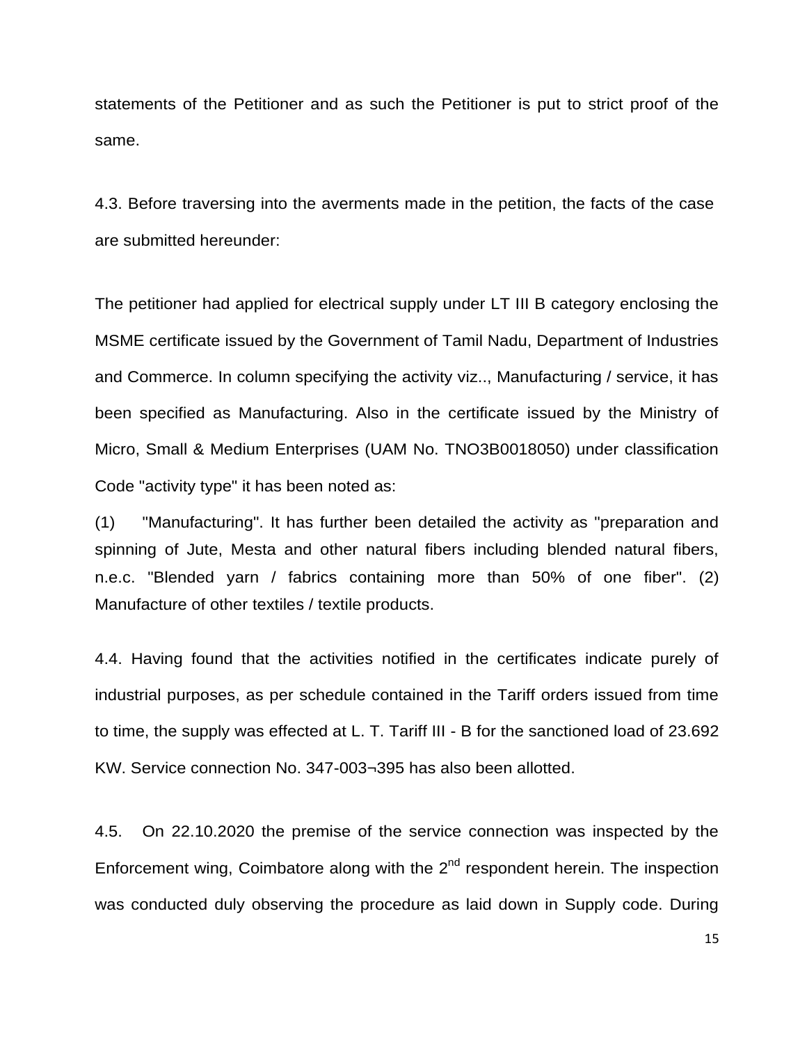statements of the Petitioner and as such the Petitioner is put to strict proof of the same.

4.3. Before traversing into the averments made in the petition, the facts of the case are submitted hereunder:

The petitioner had applied for electrical supply under LT III B category enclosing the MSME certificate issued by the Government of Tamil Nadu, Department of Industries and Commerce. In column specifying the activity viz.., Manufacturing / service, it has been specified as Manufacturing. Also in the certificate issued by the Ministry of Micro, Small & Medium Enterprises (UAM No. TNO3B0018050) under classification Code "activity type" it has been noted as:

(1) "Manufacturing". It has further been detailed the activity as "preparation and spinning of Jute, Mesta and other natural fibers including blended natural fibers, n.e.c. "Blended yarn / fabrics containing more than 50% of one fiber". (2) Manufacture of other textiles / textile products.

4.4. Having found that the activities notified in the certificates indicate purely of industrial purposes, as per schedule contained in the Tariff orders issued from time to time, the supply was effected at L. T. Tariff III - B for the sanctioned load of 23.692 KW. Service connection No. 347-003¬395 has also been allotted.

4.5. On 22.10.2020 the premise of the service connection was inspected by the Enforcement wing, Coimbatore along with the 2nd respondent herein. The inspection was conducted duly observing the procedure as laid down in Supply code. During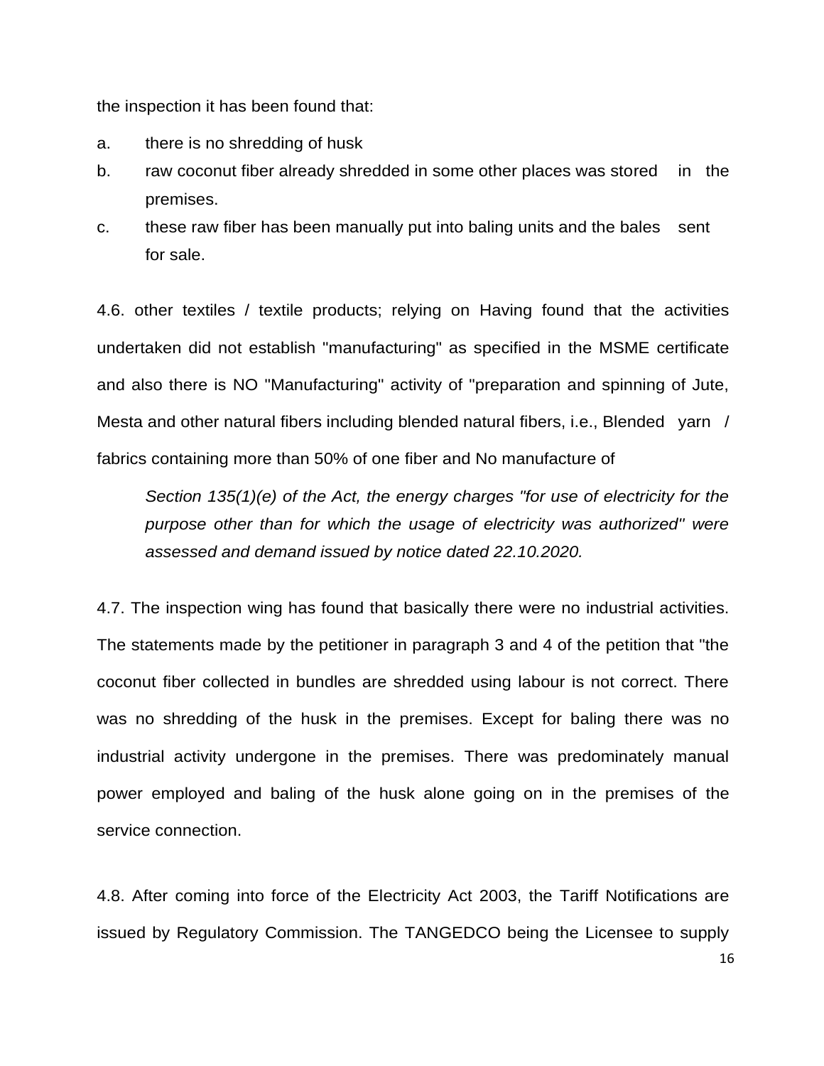the inspection it has been found that:

a. there is no shredding of husk

b. raw coconut fiber already shredded in some other places was stored in the premises.

c. these raw fiber has been manually put into baling units and the bales sent for sale.

4.6. other textiles / textile products; relying on Having found that the activities undertaken did not establish "manufacturing" as specified in the MSME certificate and also there is NO "Manufacturing" activity of "preparation and spinning of Jute, Mesta and other natural fibers including blended natural fibers, i.e., Blended yarn / fabrics containing more than 50% of one fiber and No manufacture of

> *Section 135(1)(e) of the Act, the energy charges "for use of electricity for the purpose other than for which the usage of electricity was authorized" were assessed and demand issued by notice dated 22.10.2020.*

4.7. The inspection wing has found that basically there were no industrial activities. The statements made by the petitioner in paragraph 3 and 4 of the petition that "the coconut fiber collected in bundles are shredded using labour is not correct. There was no shredding of the husk in the premises. Except for baling there was no industrial activity undergone in the premises. There was predominately manual power employed and baling of the husk alone going on in the premises of the service connection.

4.8. After coming into force of the Electricity Act 2003, the Tariff Notifications are issued by Regulatory Commission. The TANGEDCO being the Licensee to supply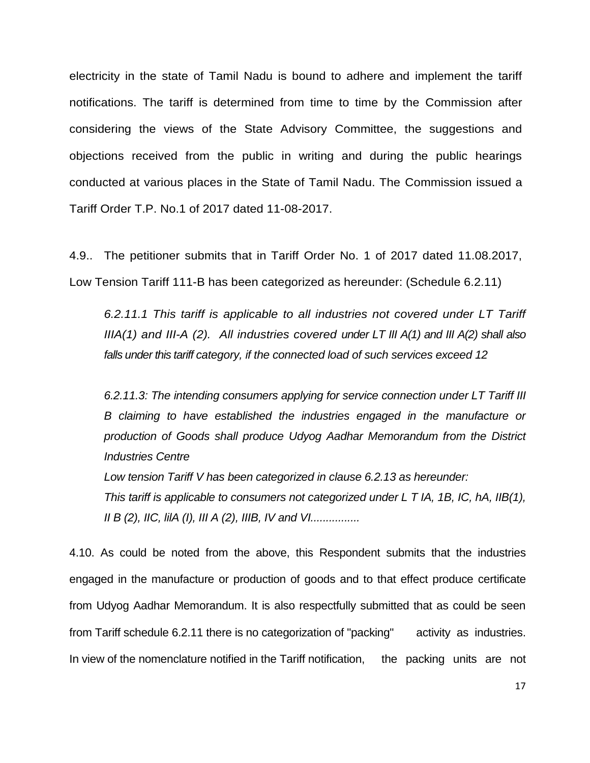electricity in the state of Tamil Nadu is bound to adhere and implement the tariff notifications. The tariff is determined from time to time by the Commission after considering the views of the State Advisory Committee, the suggestions and objections received from the public in writing and during the public hearings conducted at various places in the State of Tamil Nadu. The Commission issued a Tariff Order T.P. No.1 of 2017 dated 11-08-2017.

4.9.. The petitioner submits that in Tariff Order No. 1 of 2017 dated 11.08.2017, Low Tension Tariff 111-B has been categorized as hereunder: (Schedule 6.2.11)

> *6.2.11.1 This tariff is applicable to all industries not covered under LT Tariff IIIA(1) and III-A (2). All industries covered under LT III A(1) and III A(2) shall also falls under this tariff category, if the connected load of such services exceed 12*
>
> *6.2.11.3: The intending consumers applying for service connection under LT Tariff III B claiming to have established the industries engaged in the manufacture or production of Goods shall produce Udyog Aadhar Memorandum from the District Industries Centre*
>
> *Low tension Tariff V has been categorized in clause 6.2.13 as hereunder:*
>
> *This tariff is applicable to consumers not categorized under L T IA, 1B, IC, hA, IIB(1), II B (2), IIC, lilA (I), III A (2), IIIB, IV and VI................*

4.10. As could be noted from the above, this Respondent submits that the industries engaged in the manufacture or production of goods and to that effect produce certificate from Udyog Aadhar Memorandum. It is also respectfully submitted that as could be seen from Tariff schedule 6.2.11 there is no categorization of "packing" activity as industries. In view of the nomenclature notified in the Tariff notification, the packing units are not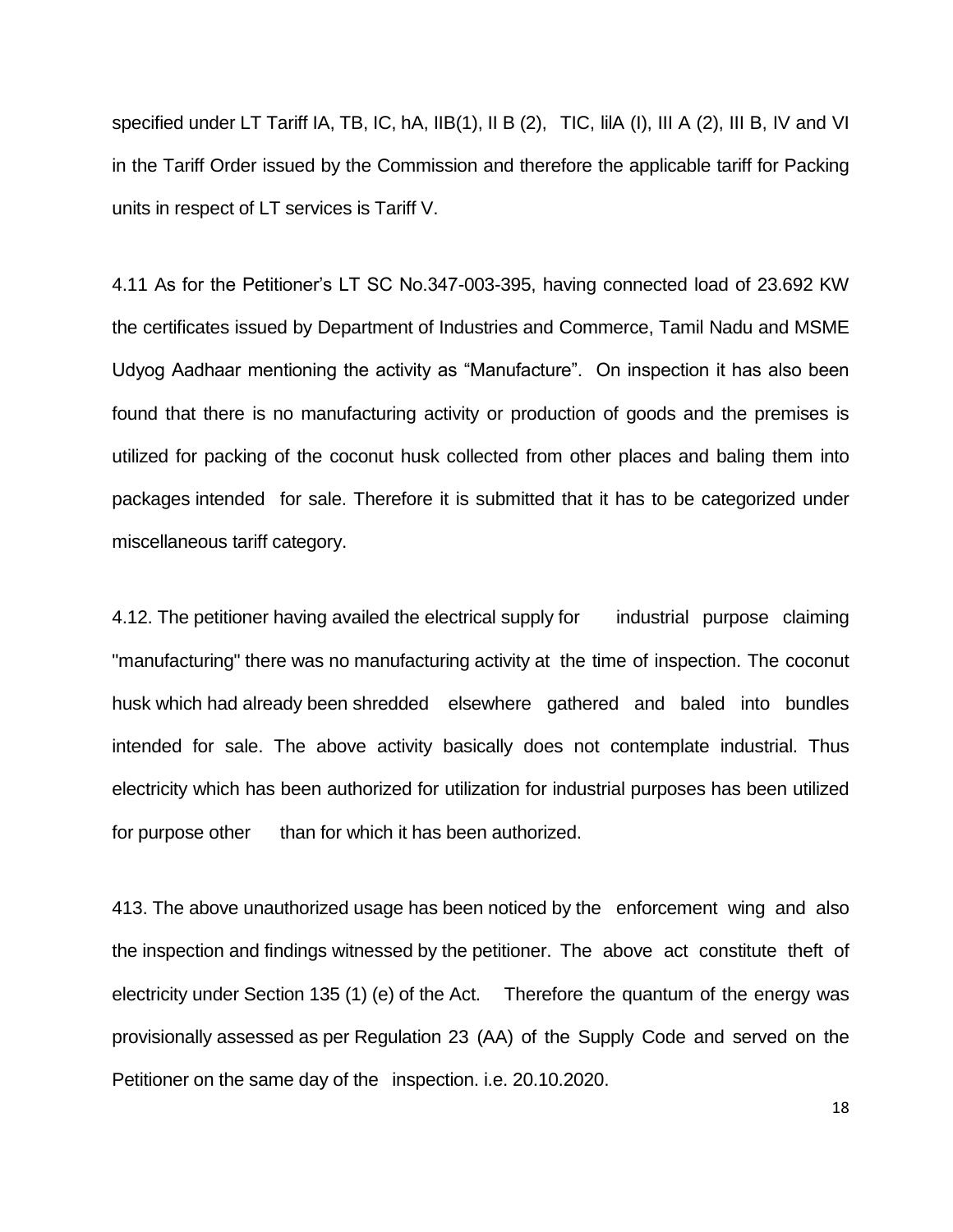specified under LT Tariff IA, TB, IC, hA, IIB(1), II B (2), TIC, lilA (I), III A (2), III B, IV and VI in the Tariff Order issued by the Commission and therefore the applicable tariff for Packing units in respect of LT services is Tariff V.

4.11 As for the Petitioner's LT SC No.347-003-395, having connected load of 23.692 KW the certificates issued by Department of Industries and Commerce, Tamil Nadu and MSME Udyog Aadhaar mentioning the activity as "Manufacture". On inspection it has also been found that there is no manufacturing activity or production of goods and the premises is utilized for packing of the coconut husk collected from other places and baling them into packages intended for sale. Therefore it is submitted that it has to be categorized under miscellaneous tariff category.

4.12. The petitioner having availed the electrical supply for industrial purpose claiming "manufacturing" there was no manufacturing activity at the time of inspection. The coconut husk which had already been shredded elsewhere gathered and baled into bundles intended for sale. The above activity basically does not contemplate industrial. Thus electricity which has been authorized for utilization for industrial purposes has been utilized for purpose other than for which it has been authorized.

413. The above unauthorized usage has been noticed by the enforcement wing and also the inspection and findings witnessed by the petitioner. The above act constitute theft of electricity under Section 135 (1) (e) of the Act. Therefore the quantum of the energy was provisionally assessed as per Regulation 23 (AA) of the Supply Code and served on the Petitioner on the same day of the inspection. i.e. 20.10.2020.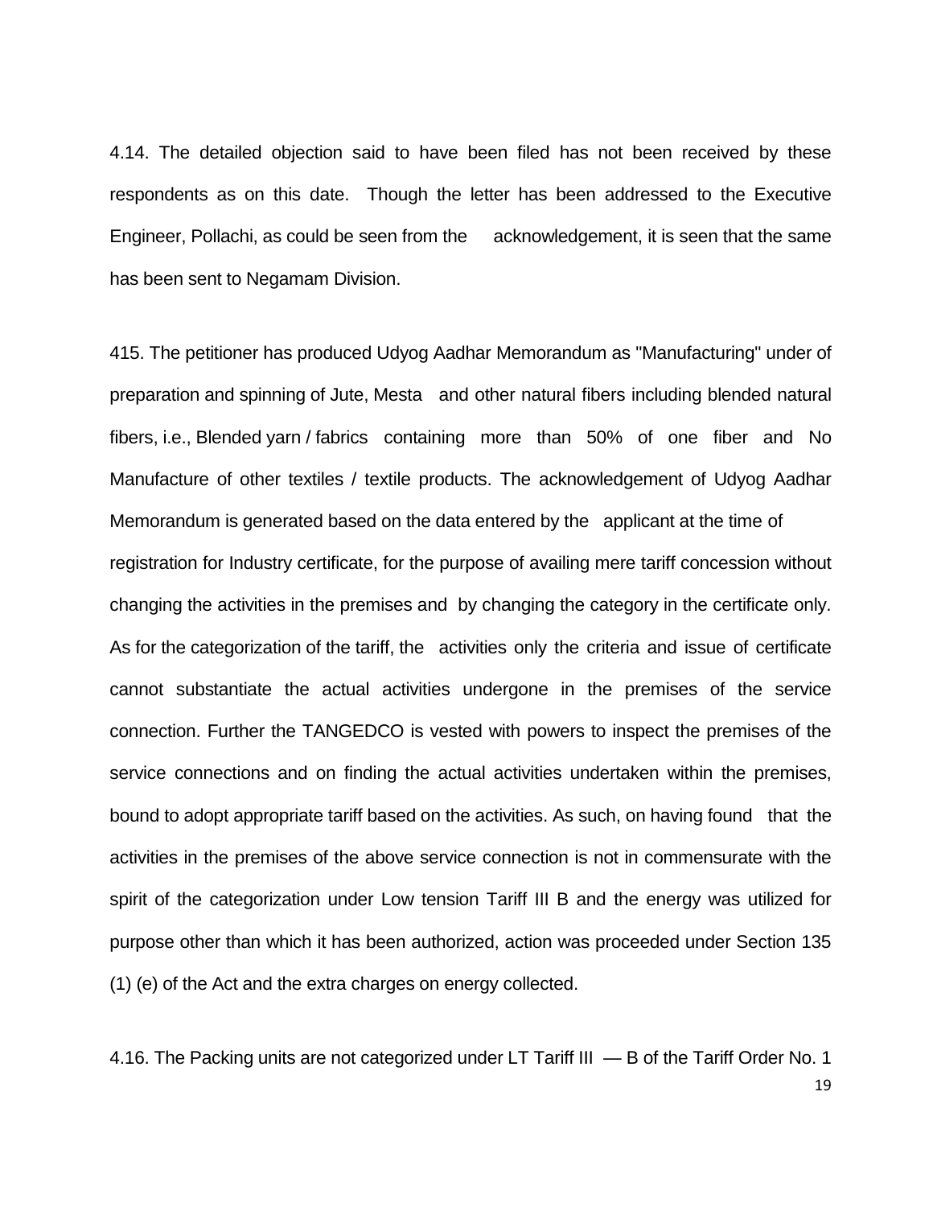4.14. The detailed objection said to have been filed has not been received by these respondents as on this date. Though the letter has been addressed to the Executive Engineer, Pollachi, as could be seen from the acknowledgement, it is seen that the same has been sent to Negamam Division.

415. The petitioner has produced Udyog Aadhar Memorandum as "Manufacturing" under of preparation and spinning of Jute, Mesta and other natural fibers including blended natural fibers, i.e., Blended yarn / fabrics containing more than 50% of one fiber and No Manufacture of other textiles / textile products. The acknowledgement of Udyog Aadhar Memorandum is generated based on the data entered by the applicant at the time of registration for Industry certificate, for the purpose of availing mere tariff concession without changing the activities in the premises and by changing the category in the certificate only. As for the categorization of the tariff, the activities only the criteria and issue of certificate cannot substantiate the actual activities undergone in the premises of the service connection. Further the TANGEDCO is vested with powers to inspect the premises of the service connections and on finding the actual activities undertaken within the premises, bound to adopt appropriate tariff based on the activities. As such, on having found that the activities in the premises of the above service connection is not in commensurate with the spirit of the categorization under Low tension Tariff III B and the energy was utilized for purpose other than which it has been authorized, action was proceeded under Section 135 (1) (e) of the Act and the extra charges on energy collected.

4.16. The Packing units are not categorized under LT Tariff III — B of the Tariff Order No. 1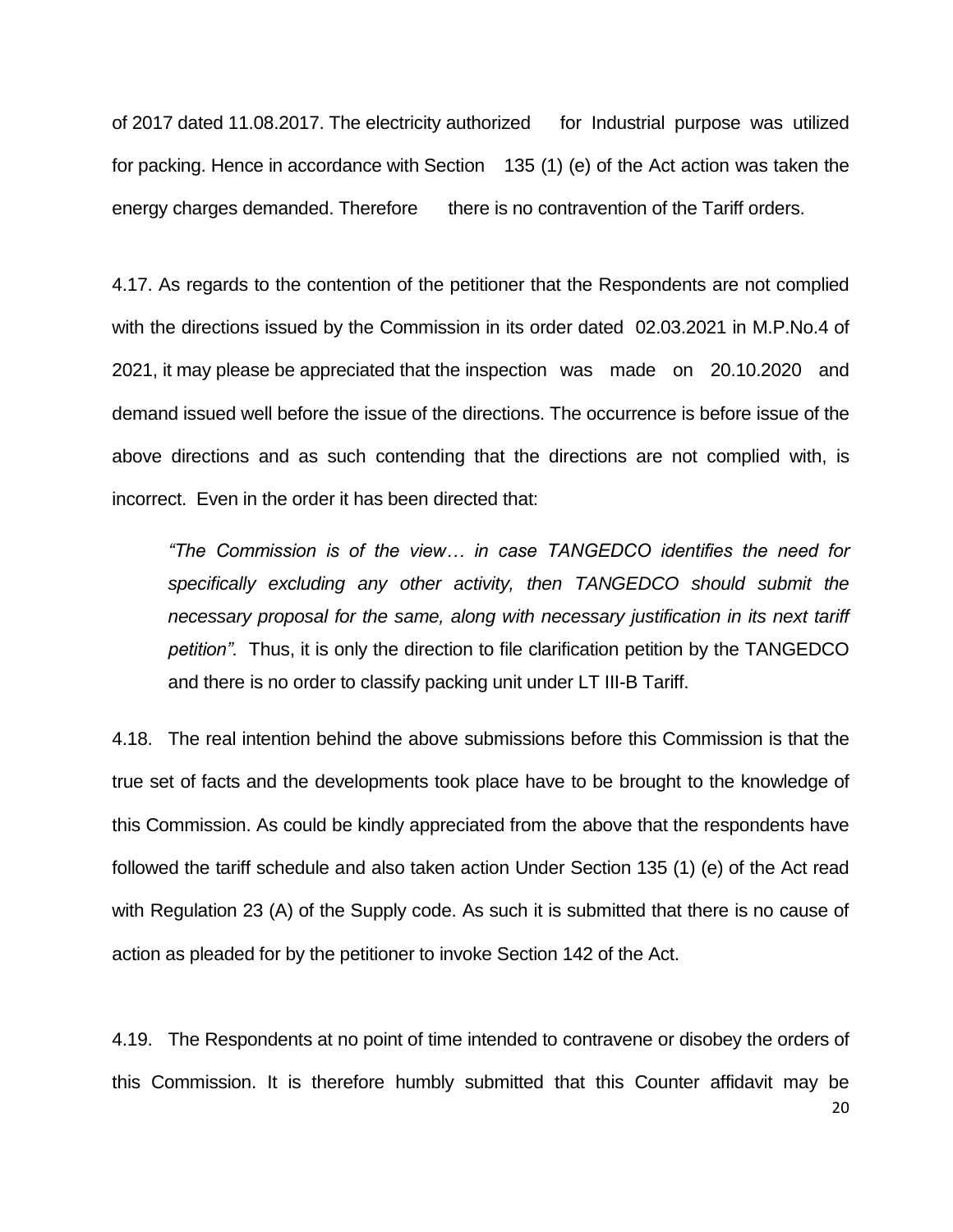of 2017 dated 11.08.2017. The electricity authorized for Industrial purpose was utilized for packing. Hence in accordance with Section 135 (1) (e) of the Act action was taken the energy charges demanded. Therefore there is no contravention of the Tariff orders.

4.17. As regards to the contention of the petitioner that the Respondents are not complied with the directions issued by the Commission in its order dated 02.03.2021 in M.P.No.4 of 2021, it may please be appreciated that the inspection was made on 20.10.2020 and demand issued well before the issue of the directions. The occurrence is before issue of the above directions and as such contending that the directions are not complied with, is incorrect. Even in the order it has been directed that:

> *"The Commission is of the view… in case TANGEDCO identifies the need for specifically excluding any other activity, then TANGEDCO should submit the necessary proposal for the same, along with necessary justification in its next tariff petition".* Thus, it is only the direction to file clarification petition by the TANGEDCO and there is no order to classify packing unit under LT III-B Tariff.

4.18. The real intention behind the above submissions before this Commission is that the true set of facts and the developments took place have to be brought to the knowledge of this Commission. As could be kindly appreciated from the above that the respondents have followed the tariff schedule and also taken action Under Section 135 (1) (e) of the Act read with Regulation 23 (A) of the Supply code. As such it is submitted that there is no cause of action as pleaded for by the petitioner to invoke Section 142 of the Act.

4.19. The Respondents at no point of time intended to contravene or disobey the orders of this Commission. It is therefore humbly submitted that this Counter affidavit may be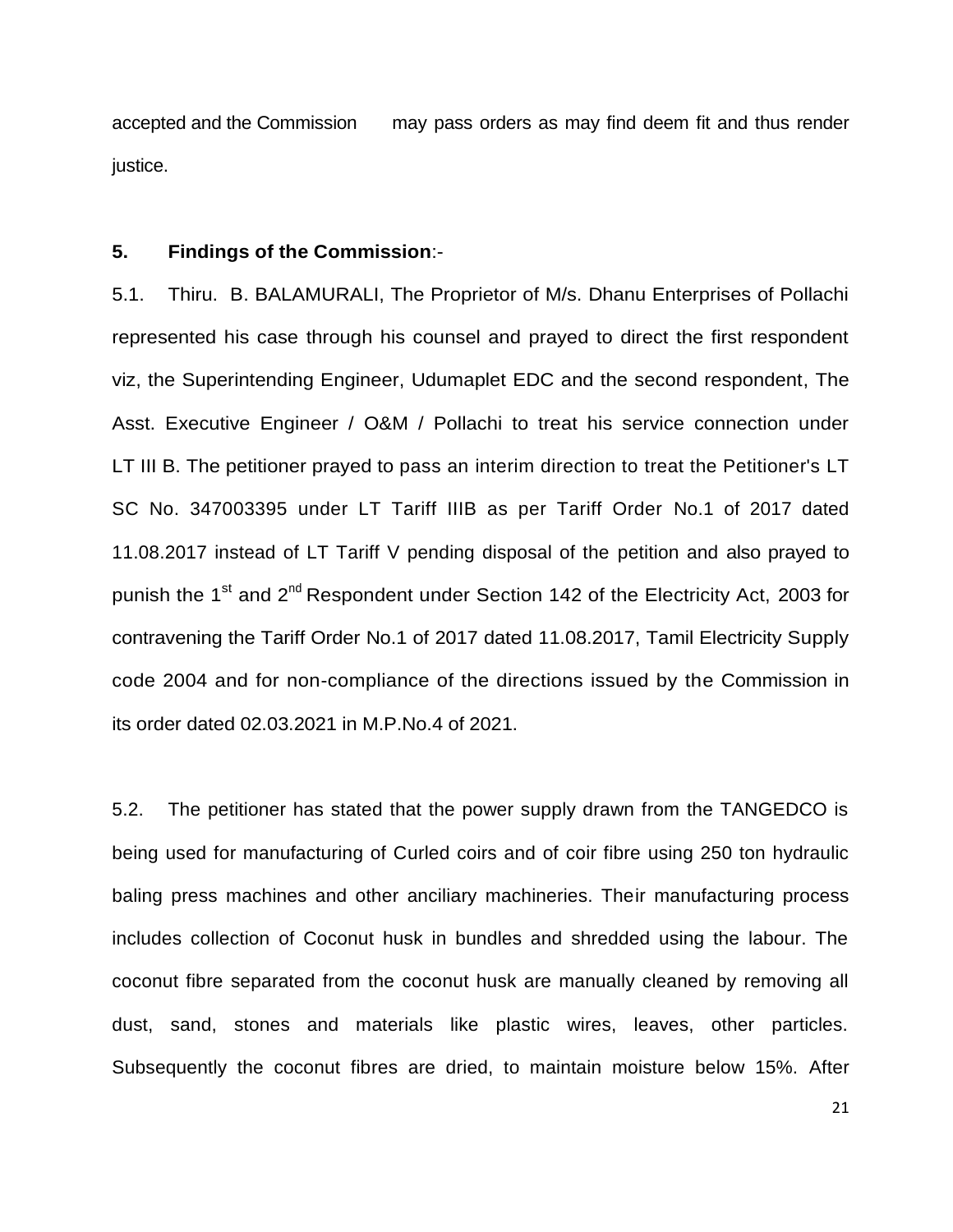accepted and the Commission may pass orders as may find deem fit and thus render justice.

**5. Findings of the Commission**:-

5.1. Thiru. B. BALAMURALI, The Proprietor of M/s. Dhanu Enterprises of Pollachi represented his case through his counsel and prayed to direct the first respondent viz, the Superintending Engineer, Udumaplet EDC and the second respondent, The Asst. Executive Engineer / O&M / Pollachi to treat his service connection under LT III B. The petitioner prayed to pass an interim direction to treat the Petitioner's LT SC No. 347003395 under LT Tariff IIIB as per Tariff Order No.1 of 2017 dated 11.08.2017 instead of LT Tariff V pending disposal of the petition and also prayed to punish the 1st and 2nd Respondent under Section 142 of the Electricity Act, 2003 for contravening the Tariff Order No.1 of 2017 dated 11.08.2017, Tamil Electricity Supply code 2004 and for non-compliance of the directions issued by the Commission in its order dated 02.03.2021 in M.P.No.4 of 2021.

5.2. The petitioner has stated that the power supply drawn from the TANGEDCO is being used for manufacturing of Curled coirs and of coir fibre using 250 ton hydraulic baling press machines and other anciliary machineries. Their manufacturing process includes collection of Coconut husk in bundles and shredded using the labour. The coconut fibre separated from the coconut husk are manually cleaned by removing all dust, sand, stones and materials like plastic wires, leaves, other particles. Subsequently the coconut fibres are dried, to maintain moisture below 15%. After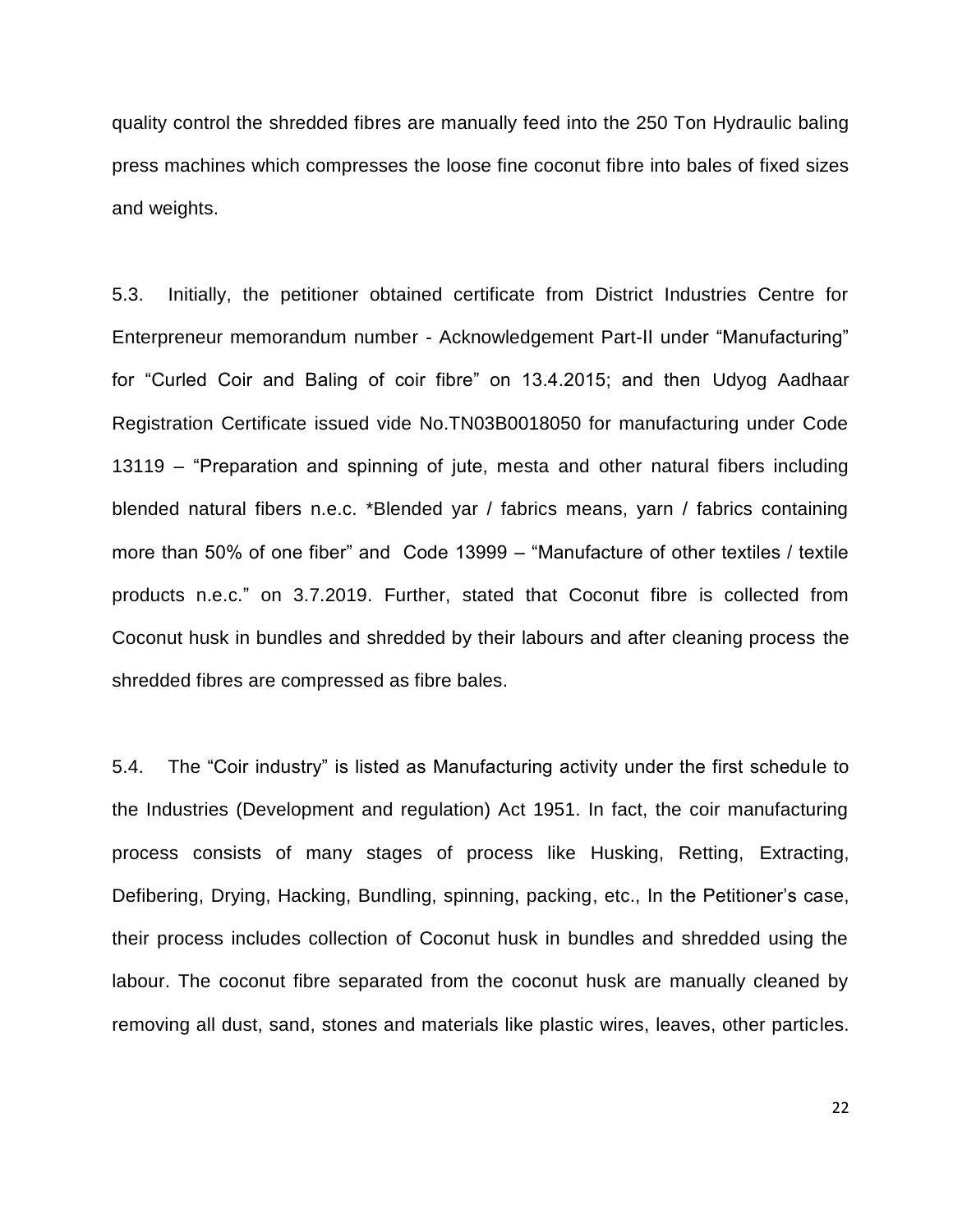quality control the shredded fibres are manually feed into the 250 Ton Hydraulic baling press machines which compresses the loose fine coconut fibre into bales of fixed sizes and weights.

5.3. Initially, the petitioner obtained certificate from District Industries Centre for Enterpreneur memorandum number - Acknowledgement Part-II under "Manufacturing" for "Curled Coir and Baling of coir fibre" on 13.4.2015; and then Udyog Aadhaar Registration Certificate issued vide No.TN03B0018050 for manufacturing under Code 13119 – "Preparation and spinning of jute, mesta and other natural fibers including blended natural fibers n.e.c. *Blended yar / fabrics means, yarn / fabrics containing more than 50% of one fiber" and Code 13999 – "Manufacture of other textiles / textile products n.e.c." on 3.7.2019. Further, stated that Coconut fibre is collected from Coconut husk in bundles and shredded by their labours and after cleaning process the shredded fibres are compressed as fibre bales.

5.4. The "Coir industry" is listed as Manufacturing activity under the first schedule to the Industries (Development and regulation) Act 1951. In fact, the coir manufacturing process consists of many stages of process like Husking, Retting, Extracting, Defibering, Drying, Hacking, Bundling, spinning, packing, etc., In the Petitioner's case, their process includes collection of Coconut husk in bundles and shredded using the labour. The coconut fibre separated from the coconut husk are manually cleaned by removing all dust, sand, stones and materials like plastic wires, leaves, other particles.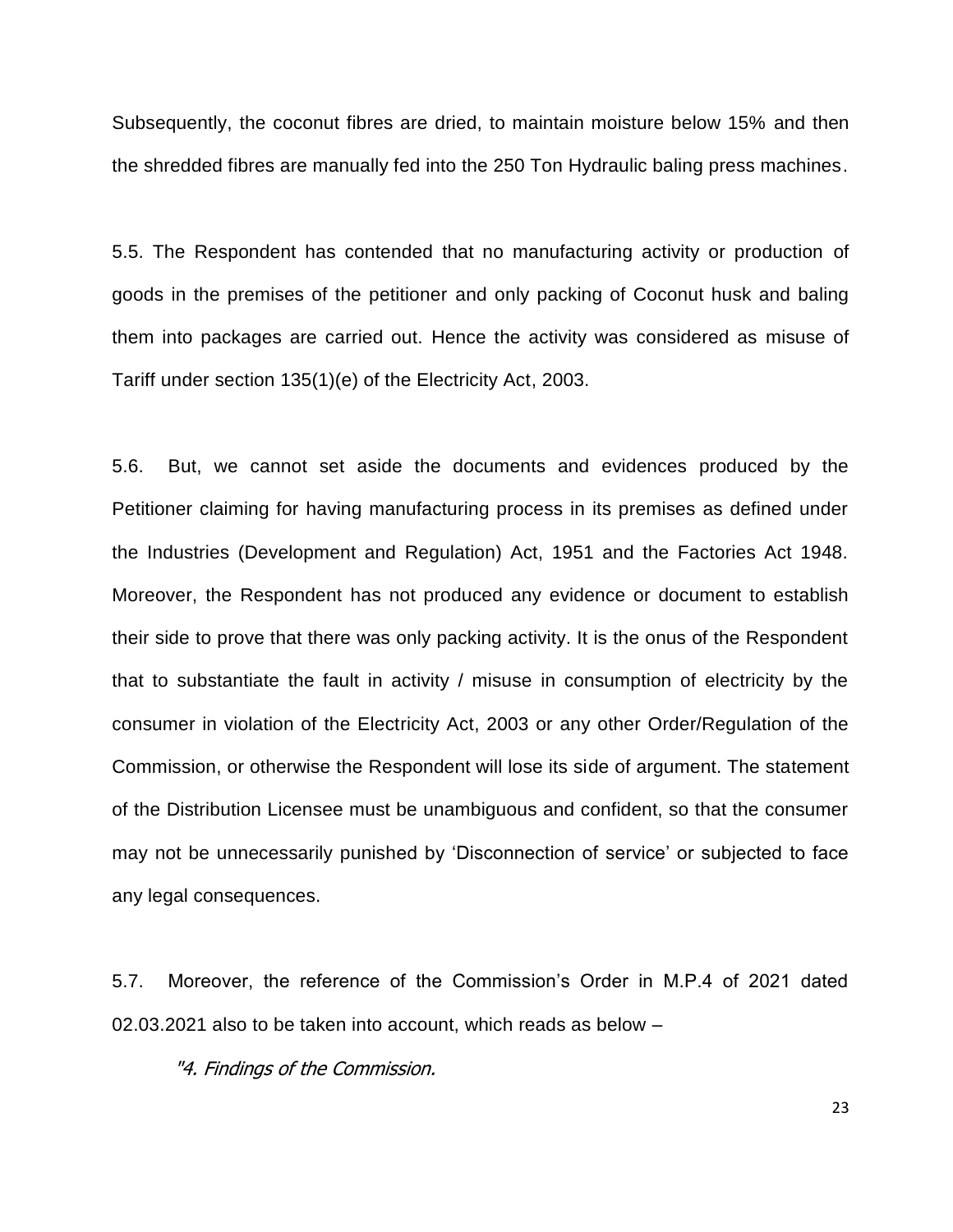Subsequently, the coconut fibres are dried, to maintain moisture below 15% and then the shredded fibres are manually fed into the 250 Ton Hydraulic baling press machines.

5.5. The Respondent has contended that no manufacturing activity or production of goods in the premises of the petitioner and only packing of Coconut husk and baling them into packages are carried out. Hence the activity was considered as misuse of Tariff under section 135(1)(e) of the Electricity Act, 2003.

5.6. But, we cannot set aside the documents and evidences produced by the Petitioner claiming for having manufacturing process in its premises as defined under the Industries (Development and Regulation) Act, 1951 and the Factories Act 1948. Moreover, the Respondent has not produced any evidence or document to establish their side to prove that there was only packing activity. It is the onus of the Respondent that to substantiate the fault in activity / misuse in consumption of electricity by the consumer in violation of the Electricity Act, 2003 or any other Order/Regulation of the Commission, or otherwise the Respondent will lose its side of argument. The statement of the Distribution Licensee must be unambiguous and confident, so that the consumer may not be unnecessarily punished by 'Disconnection of service' or subjected to face any legal consequences.

5.7. Moreover, the reference of the Commission's Order in M.P.4 of 2021 dated 02.03.2021 also to be taken into account, which reads as below –

*"4. Findings of the Commission.*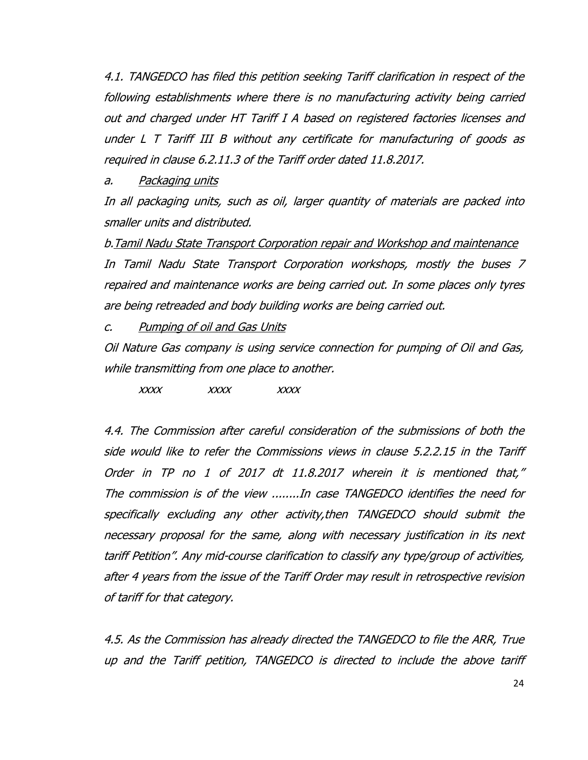*4.1. TANGEDCO has filed this petition seeking Tariff clarification in respect of the following establishments where there is no manufacturing activity being carried out and charged under HT Tariff I A based on registered factories licenses and under L T Tariff III B without any certificate for manufacturing of goods as required in clause 6.2.11.3 of the Tariff order dated 11.8.2017.*

*a. Packaging units*

*In all packaging units, such as oil, larger quantity of materials are packed into smaller units and distributed.*

*b. Tamil Nadu State Transport Corporation repair and Workshop and maintenance*

*In Tamil Nadu State Transport Corporation workshops, mostly the buses 7 repaired and maintenance works are being carried out. In some places only tyres are being retreaded and body building works are being carried out.*

*c. Pumping of oil and Gas Units*

*Oil Nature Gas company is using service connection for pumping of Oil and Gas, while transmitting from one place to another.*

*xxxx xxxx xxxx*

*4.4. The Commission after careful consideration of the submissions of both the side would like to refer the Commissions views in clause 5.2.2.15 in the Tariff Order in TP no 1 of 2017 dt 11.8.2017 wherein it is mentioned that," The commission is of the view ........In case TANGEDCO identifies the need for specifically excluding any other activity,then TANGEDCO should submit the necessary proposal for the same, along with necessary justification in its next tariff Petition". Any mid-course clarification to classify any type/group of activities, after 4 years from the issue of the Tariff Order may result in retrospective revision of tariff for that category.*

*4.5. As the Commission has already directed the TANGEDCO to file the ARR, True up and the Tariff petition, TANGEDCO is directed to include the above tariff*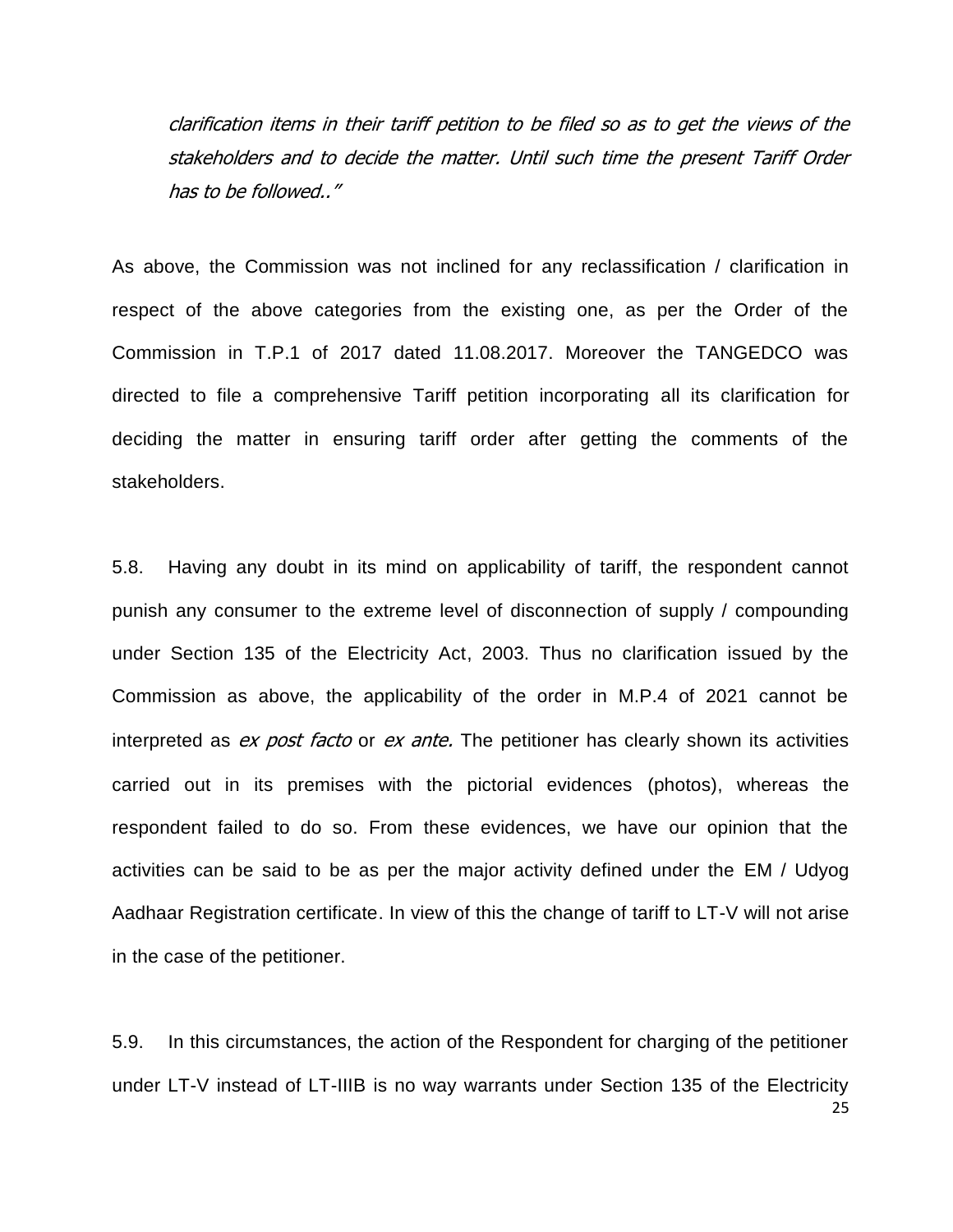*clarification items in their tariff petition to be filed so as to get the views of the stakeholders and to decide the matter. Until such time the present Tariff Order has to be followed.."*

As above, the Commission was not inclined for any reclassification / clarification in respect of the above categories from the existing one, as per the Order of the Commission in T.P.1 of 2017 dated 11.08.2017. Moreover the TANGEDCO was directed to file a comprehensive Tariff petition incorporating all its clarification for deciding the matter in ensuring tariff order after getting the comments of the stakeholders.

5.8. Having any doubt in its mind on applicability of tariff, the respondent cannot punish any consumer to the extreme level of disconnection of supply / compounding under Section 135 of the Electricity Act, 2003. Thus no clarification issued by the Commission as above, the applicability of the order in M.P.4 of 2021 cannot be interpreted as *ex post facto* or *ex ante.* The petitioner has clearly shown its activities carried out in its premises with the pictorial evidences (photos), whereas the respondent failed to do so. From these evidences, we have our opinion that the activities can be said to be as per the major activity defined under the EM / Udyog Aadhaar Registration certificate. In view of this the change of tariff to LT-V will not arise in the case of the petitioner.

5.9. In this circumstances, the action of the Respondent for charging of the petitioner under LT-V instead of LT-IIIB is no way warrants under Section 135 of the Electricity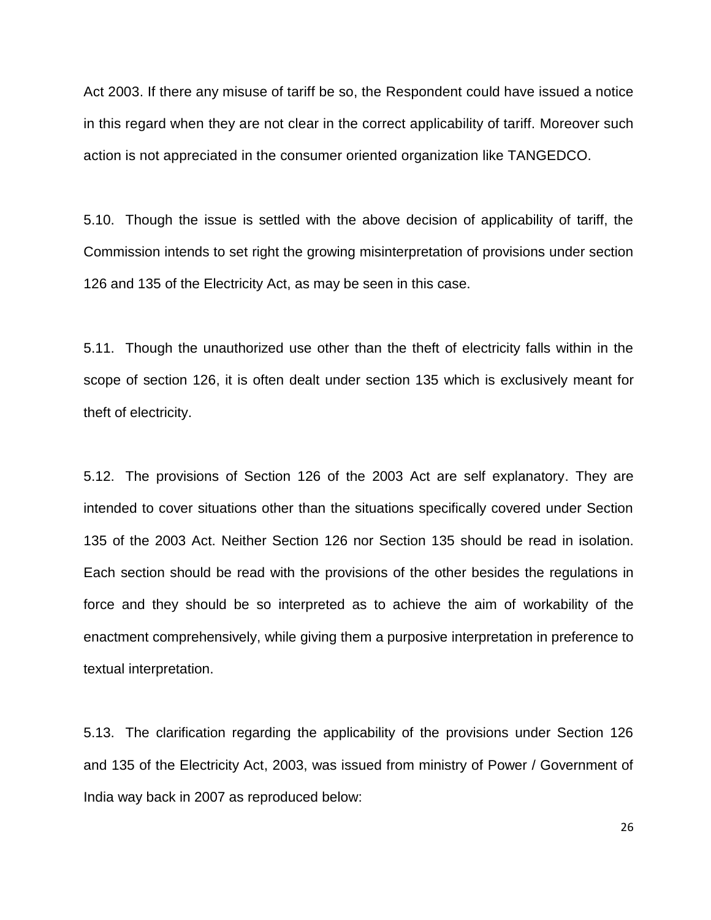Act 2003. If there any misuse of tariff be so, the Respondent could have issued a notice in this regard when they are not clear in the correct applicability of tariff. Moreover such action is not appreciated in the consumer oriented organization like TANGEDCO.

5.10. Though the issue is settled with the above decision of applicability of tariff, the Commission intends to set right the growing misinterpretation of provisions under section 126 and 135 of the Electricity Act, as may be seen in this case.

5.11. Though the unauthorized use other than the theft of electricity falls within in the scope of section 126, it is often dealt under section 135 which is exclusively meant for theft of electricity.

5.12. The provisions of Section 126 of the 2003 Act are self explanatory. They are intended to cover situations other than the situations specifically covered under Section 135 of the 2003 Act. Neither Section 126 nor Section 135 should be read in isolation. Each section should be read with the provisions of the other besides the regulations in force and they should be so interpreted as to achieve the aim of workability of the enactment comprehensively, while giving them a purposive interpretation in preference to textual interpretation.

5.13. The clarification regarding the applicability of the provisions under Section 126 and 135 of the Electricity Act, 2003, was issued from ministry of Power / Government of India way back in 2007 as reproduced below: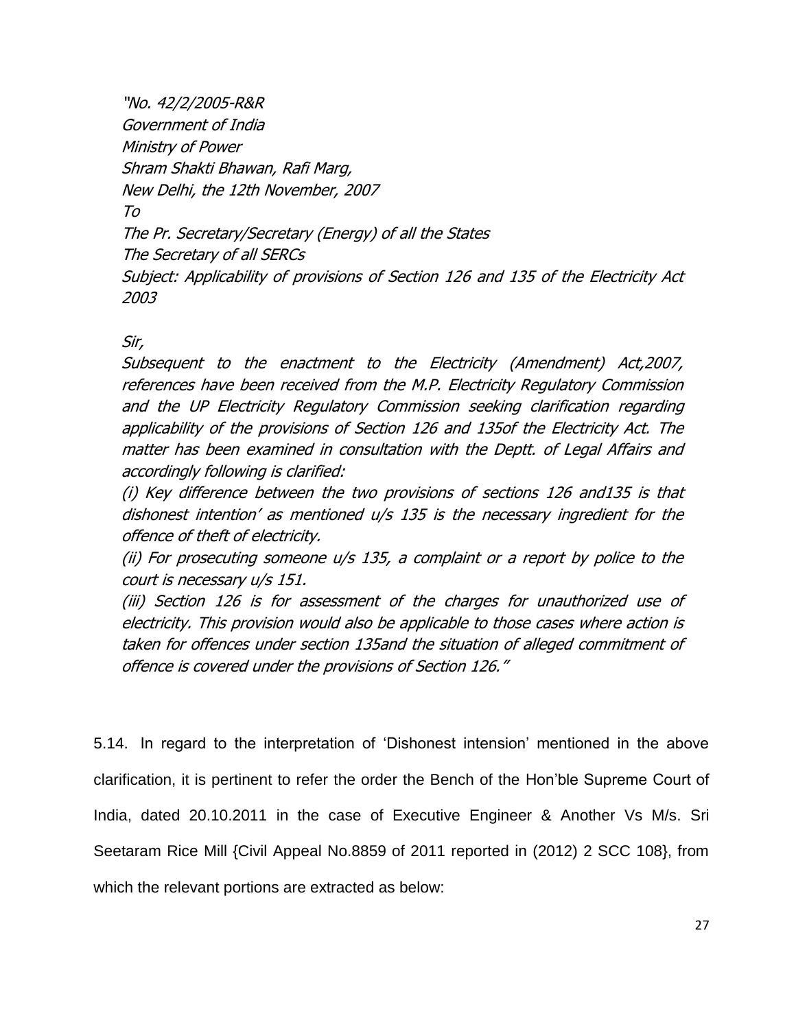*"No. 42/2/2005-R&R*
*Government of India*
*Ministry of Power*
*Shram Shakti Bhawan, Rafi Marg,*
*New Delhi, the 12th November, 2007*
*To*
*The Pr. Secretary/Secretary (Energy) of all the States*
*The Secretary of all SERCs*
*Subject: Applicability of provisions of Section 126 and 135 of the Electricity Act 2003*

*Sir,*
*Subsequent to the enactment to the Electricity (Amendment) Act,2007, references have been received from the M.P. Electricity Regulatory Commission and the UP Electricity Regulatory Commission seeking clarification regarding applicability of the provisions of Section 126 and 135of the Electricity Act. The matter has been examined in consultation with the Deptt. of Legal Affairs and accordingly following is clarified:*
*(i) Key difference between the two provisions of sections 126 and135 is that dishonest intention' as mentioned u/s 135 is the necessary ingredient for the offence of theft of electricity.*
*(ii) For prosecuting someone u/s 135, a complaint or a report by police to the court is necessary u/s 151.*
*(iii) Section 126 is for assessment of the charges for unauthorized use of electricity. This provision would also be applicable to those cases where action is taken for offences under section 135and the situation of alleged commitment of offence is covered under the provisions of Section 126."*

5.14. In regard to the interpretation of 'Dishonest intension' mentioned in the above clarification, it is pertinent to refer the order the Bench of the Hon'ble Supreme Court of India, dated 20.10.2011 in the case of Executive Engineer & Another Vs M/s. Sri Seetaram Rice Mill {Civil Appeal No.8859 of 2011 reported in (2012) 2 SCC 108}, from which the relevant portions are extracted as below: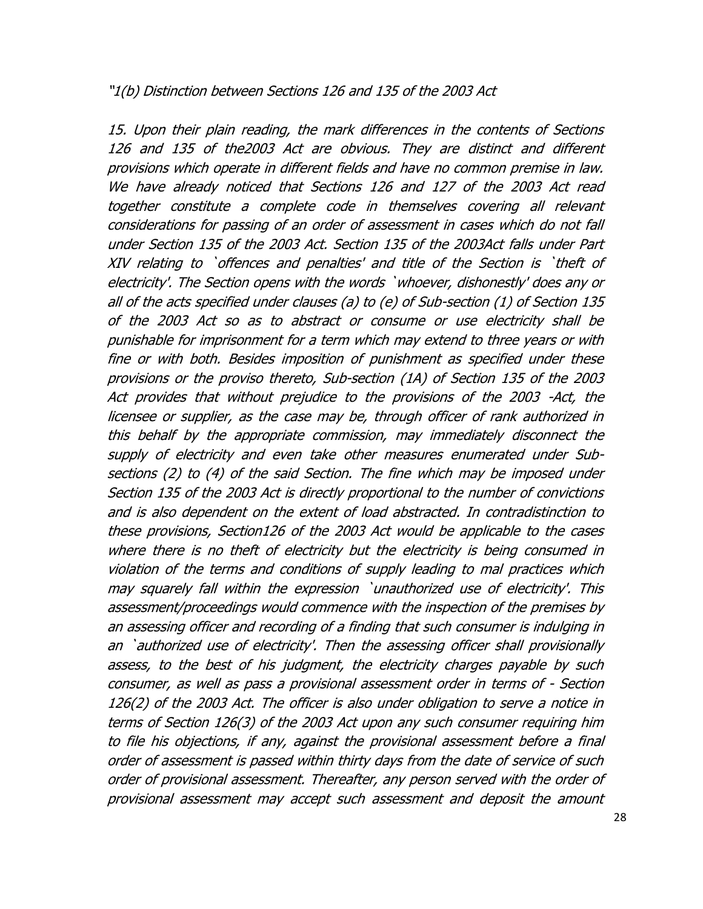*"1(b) Distinction between Sections 126 and 135 of the 2003 Act*

*15. Upon their plain reading, the mark differences in the contents of Sections 126 and 135 of the2003 Act are obvious. They are distinct and different provisions which operate in different fields and have no common premise in law. We have already noticed that Sections 126 and 127 of the 2003 Act read together constitute a complete code in themselves covering all relevant considerations for passing of an order of assessment in cases which do not fall under Section 135 of the 2003 Act. Section 135 of the 2003Act falls under Part XIV relating to `offences and penalties' and title of the Section is `theft of electricity'. The Section opens with the words `whoever, dishonestly' does any or all of the acts specified under clauses (a) to (e) of Sub-section (1) of Section 135 of the 2003 Act so as to abstract or consume or use electricity shall be punishable for imprisonment for a term which may extend to three years or with fine or with both. Besides imposition of punishment as specified under these provisions or the proviso thereto, Sub-section (1A) of Section 135 of the 2003 Act provides that without prejudice to the provisions of the 2003 -Act, the licensee or supplier, as the case may be, through officer of rank authorized in this behalf by the appropriate commission, may immediately disconnect the supply of electricity and even take other measures enumerated under Sub-sections (2) to (4) of the said Section. The fine which may be imposed under Section 135 of the 2003 Act is directly proportional to the number of convictions and is also dependent on the extent of load abstracted. In contradistinction to these provisions, Section126 of the 2003 Act would be applicable to the cases where there is no theft of electricity but the electricity is being consumed in violation of the terms and conditions of supply leading to mal practices which may squarely fall within the expression `unauthorized use of electricity'. This assessment/proceedings would commence with the inspection of the premises by an assessing officer and recording of a finding that such consumer is indulging in an `authorized use of electricity'. Then the assessing officer shall provisionally assess, to the best of his judgment, the electricity charges payable by such consumer, as well as pass a provisional assessment order in terms of - Section 126(2) of the 2003 Act. The officer is also under obligation to serve a notice in terms of Section 126(3) of the 2003 Act upon any such consumer requiring him to file his objections, if any, against the provisional assessment before a final order of assessment is passed within thirty days from the date of service of such order of provisional assessment. Thereafter, any person served with the order of provisional assessment may accept such assessment and deposit the amount*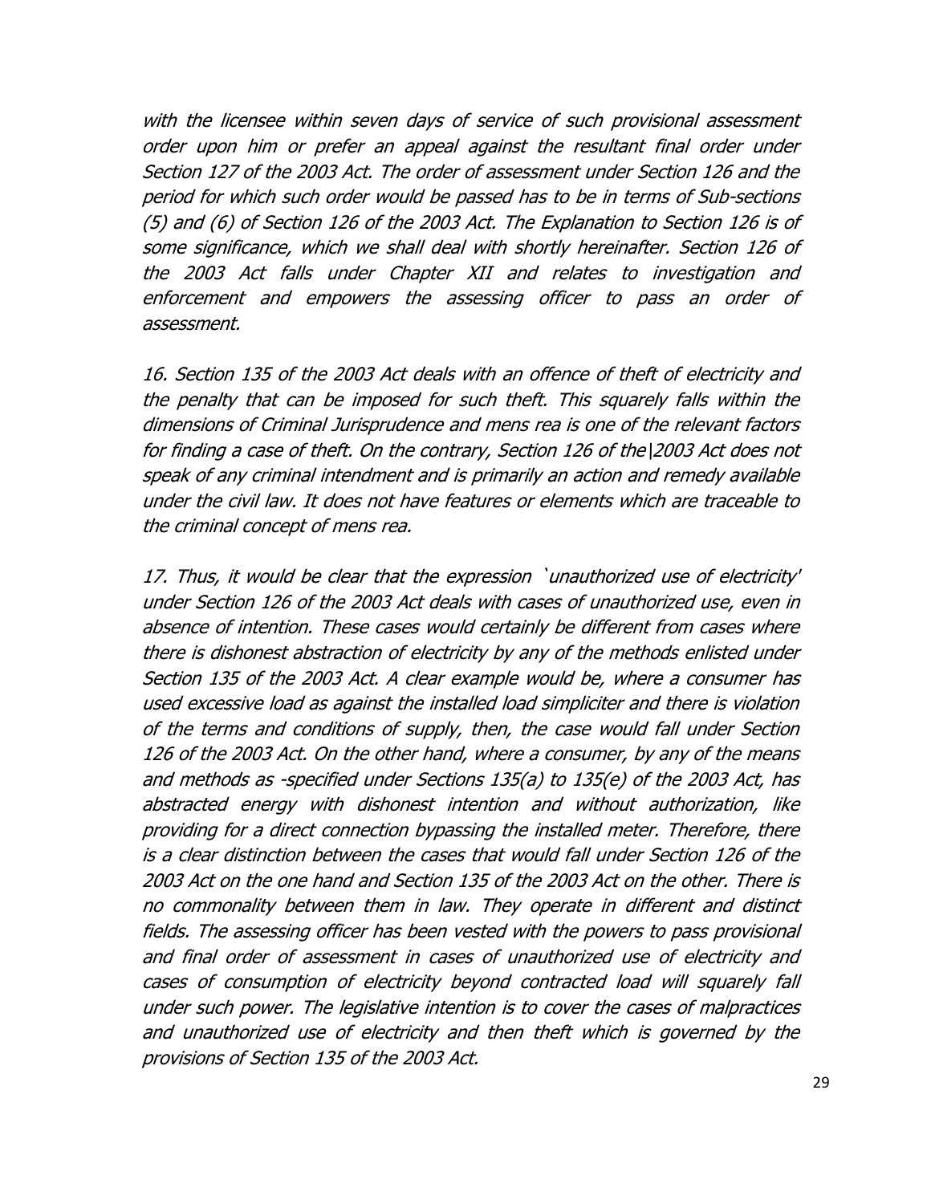*with the licensee within seven days of service of such provisional assessment order upon him or prefer an appeal against the resultant final order under Section 127 of the 2003 Act. The order of assessment under Section 126 and the period for which such order would be passed has to be in terms of Sub-sections (5) and (6) of Section 126 of the 2003 Act. The Explanation to Section 126 is of some significance, which we shall deal with shortly hereinafter. Section 126 of the 2003 Act falls under Chapter XII and relates to investigation and enforcement and empowers the assessing officer to pass an order of assessment.*

*16. Section 135 of the 2003 Act deals with an offence of theft of electricity and the penalty that can be imposed for such theft. This squarely falls within the dimensions of Criminal Jurisprudence and mens rea is one of the relevant factors for finding a case of theft. On the contrary, Section 126 of the\2003 Act does not speak of any criminal intendment and is primarily an action and remedy available under the civil law. It does not have features or elements which are traceable to the criminal concept of mens rea.*

*17. Thus, it would be clear that the expression `unauthorized use of electricity' under Section 126 of the 2003 Act deals with cases of unauthorized use, even in absence of intention. These cases would certainly be different from cases where there is dishonest abstraction of electricity by any of the methods enlisted under Section 135 of the 2003 Act. A clear example would be, where a consumer has used excessive load as against the installed load simpliciter and there is violation of the terms and conditions of supply, then, the case would fall under Section 126 of the 2003 Act. On the other hand, where a consumer, by any of the means and methods as -specified under Sections 135(a) to 135(e) of the 2003 Act, has abstracted energy with dishonest intention and without authorization, like providing for a direct connection bypassing the installed meter. Therefore, there is a clear distinction between the cases that would fall under Section 126 of the 2003 Act on the one hand and Section 135 of the 2003 Act on the other. There is no commonality between them in law. They operate in different and distinct fields. The assessing officer has been vested with the powers to pass provisional and final order of assessment in cases of unauthorized use of electricity and cases of consumption of electricity beyond contracted load will squarely fall under such power. The legislative intention is to cover the cases of malpractices and unauthorized use of electricity and then theft which is governed by the provisions of Section 135 of the 2003 Act.*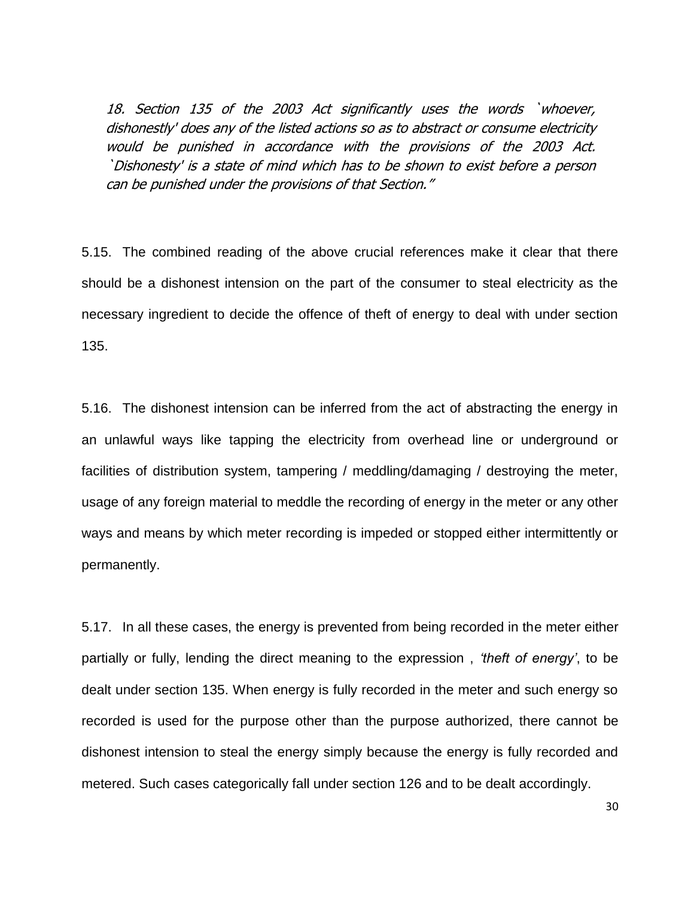*18. Section 135 of the 2003 Act significantly uses the words `whoever, dishonestly' does any of the listed actions so as to abstract or consume electricity would be punished in accordance with the provisions of the 2003 Act. `Dishonesty' is a state of mind which has to be shown to exist before a person can be punished under the provisions of that Section."*

5.15. The combined reading of the above crucial references make it clear that there should be a dishonest intension on the part of the consumer to steal electricity as the necessary ingredient to decide the offence of theft of energy to deal with under section 135.

5.16. The dishonest intension can be inferred from the act of abstracting the energy in an unlawful ways like tapping the electricity from overhead line or underground or facilities of distribution system, tampering / meddling/damaging / destroying the meter, usage of any foreign material to meddle the recording of energy in the meter or any other ways and means by which meter recording is impeded or stopped either intermittently or permanently.

5.17. In all these cases, the energy is prevented from being recorded in the meter either partially or fully, lending the direct meaning to the expression , *'theft of energy'*, to be dealt under section 135. When energy is fully recorded in the meter and such energy so recorded is used for the purpose other than the purpose authorized, there cannot be dishonest intension to steal the energy simply because the energy is fully recorded and metered. Such cases categorically fall under section 126 and to be dealt accordingly.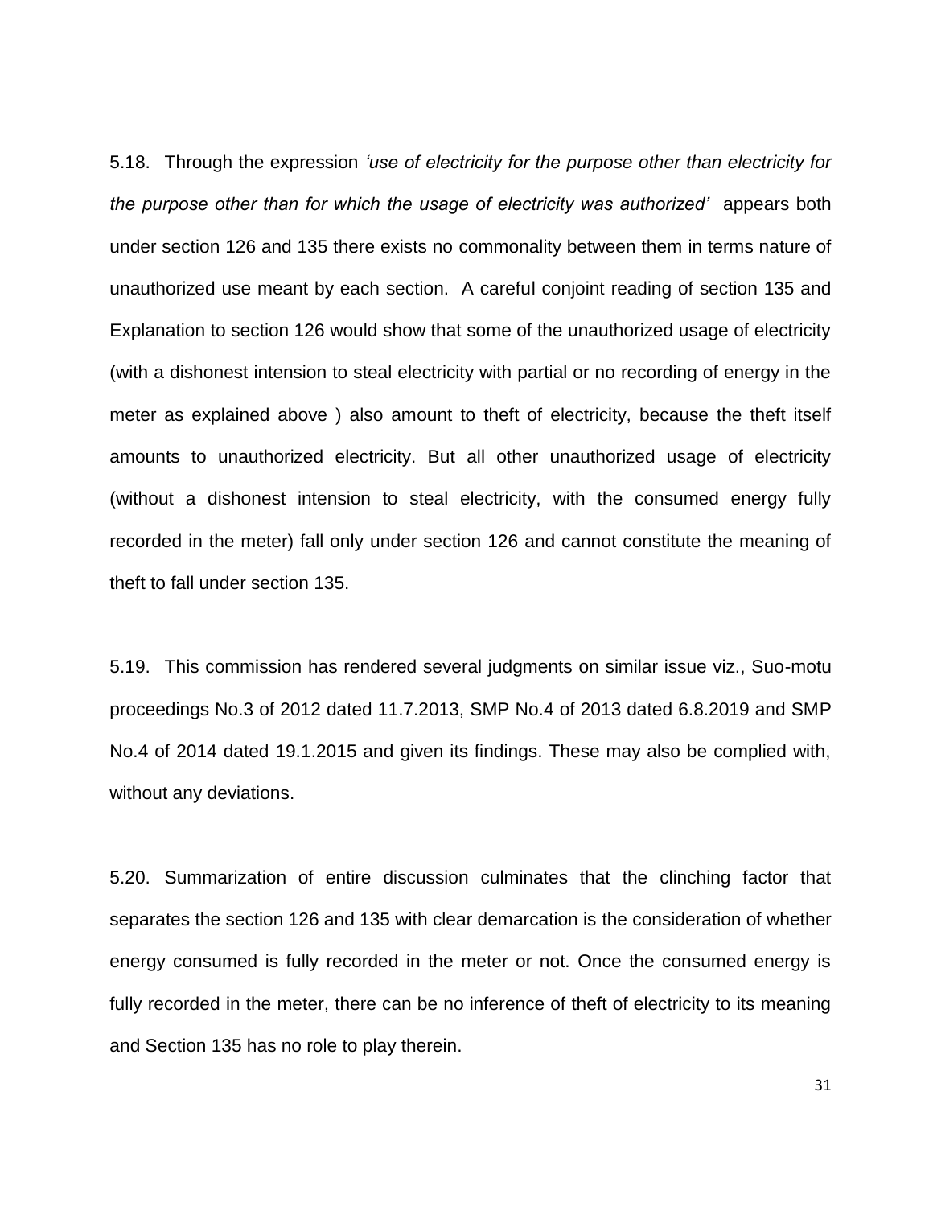5.18. Through the expression *'use of electricity for the purpose other than electricity for the purpose other than for which the usage of electricity was authorized'* appears both under section 126 and 135 there exists no commonality between them in terms nature of unauthorized use meant by each section. A careful conjoint reading of section 135 and Explanation to section 126 would show that some of the unauthorized usage of electricity (with a dishonest intension to steal electricity with partial or no recording of energy in the meter as explained above ) also amount to theft of electricity, because the theft itself amounts to unauthorized electricity. But all other unauthorized usage of electricity (without a dishonest intension to steal electricity, with the consumed energy fully recorded in the meter) fall only under section 126 and cannot constitute the meaning of theft to fall under section 135.

5.19. This commission has rendered several judgments on similar issue viz., Suo-motu proceedings No.3 of 2012 dated 11.7.2013, SMP No.4 of 2013 dated 6.8.2019 and SMP No.4 of 2014 dated 19.1.2015 and given its findings. These may also be complied with, without any deviations.

5.20. Summarization of entire discussion culminates that the clinching factor that separates the section 126 and 135 with clear demarcation is the consideration of whether energy consumed is fully recorded in the meter or not. Once the consumed energy is fully recorded in the meter, there can be no inference of theft of electricity to its meaning and Section 135 has no role to play therein.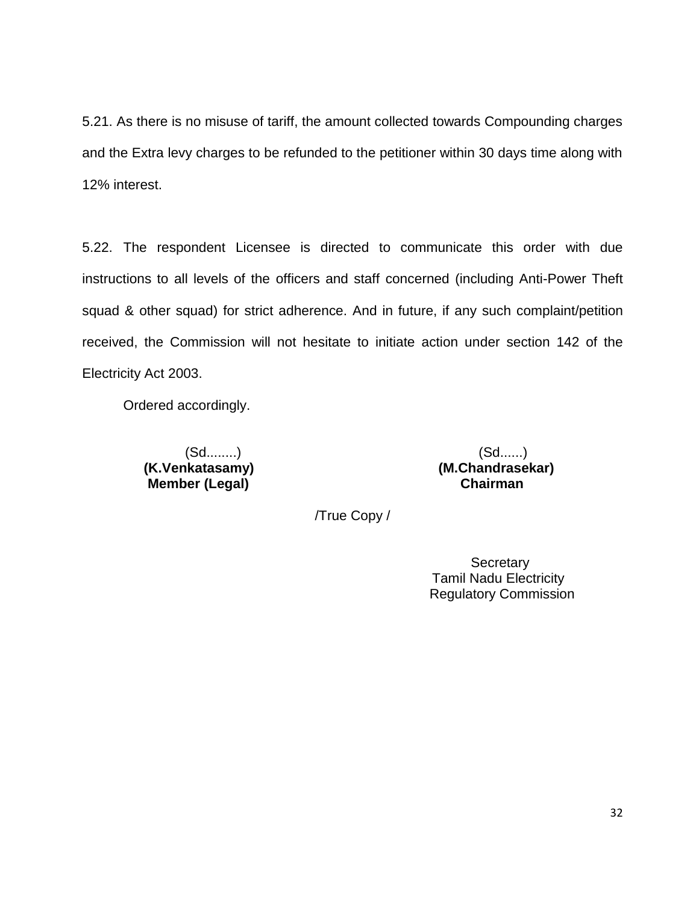5.21. As there is no misuse of tariff, the amount collected towards Compounding charges and the Extra levy charges to be refunded to the petitioner within 30 days time along with 12% interest.

5.22. The respondent Licensee is directed to communicate this order with due instructions to all levels of the officers and staff concerned (including Anti-Power Theft squad & other squad) for strict adherence. And in future, if any such complaint/petition received, the Commission will not hesitate to initiate action under section 142 of the Electricity Act 2003.

Ordered accordingly.

(Sd........)
**(K.Venkatasamy)**
**Member (Legal)**

(Sd......)
**(M.Chandrasekar)**
**Chairman**

/True Copy /

Secretary
Tamil Nadu Electricity
Regulatory Commission